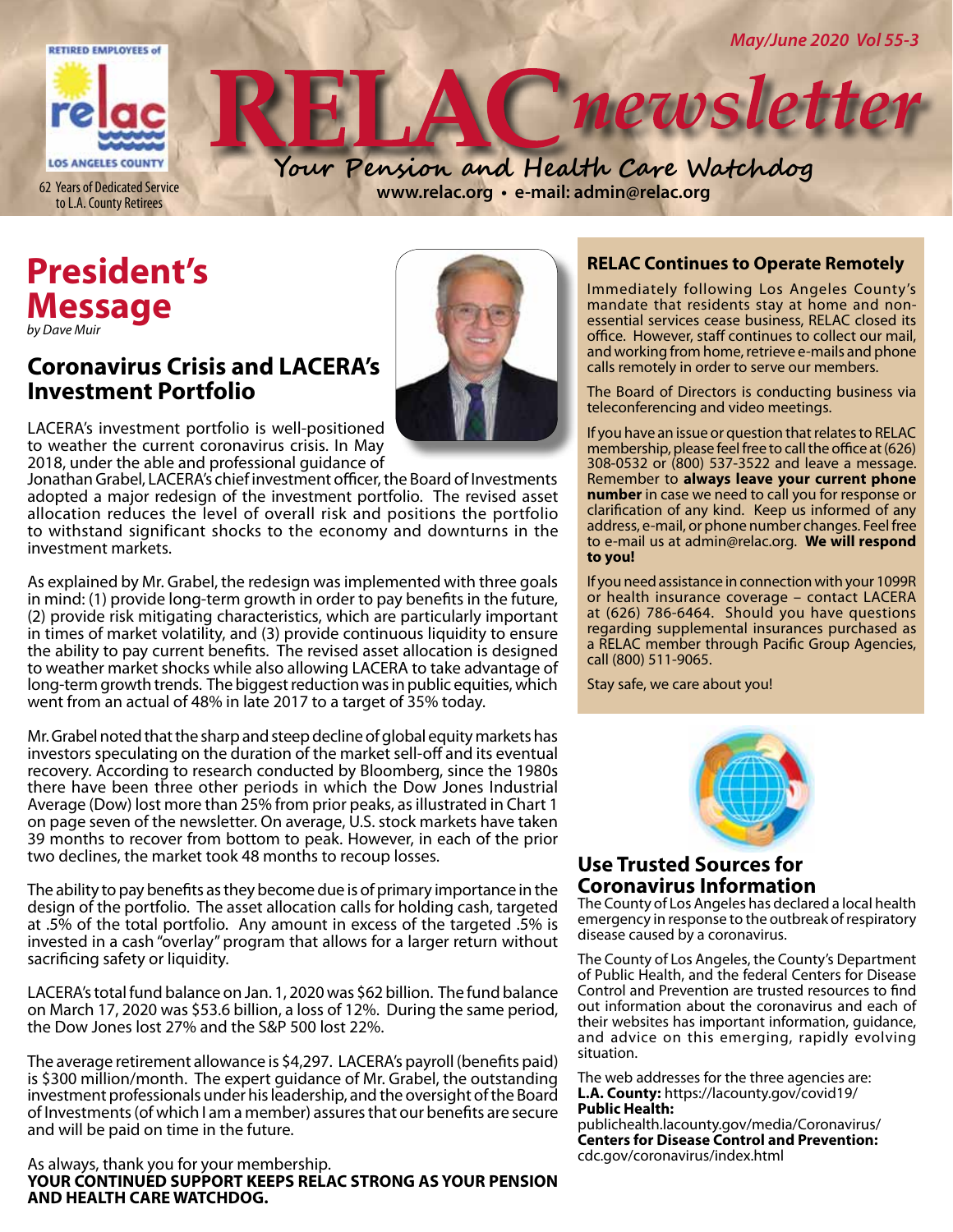May/June 2020 Vol 55-3

# RELAC newsletter

**Your Pension and Health Care Watchdog**

**www.relac.org • e-mail: admin@relac.org**

RETIRED EMPLOYEES of relac LOS ANGELES COUNTY

62 Years of Dedicated Service to L.A. County Retirees

# President's Message

*by Dave Muir*

## Coronavirus Crisis and LACERA's Investment Portfolio

LACERA's investment portfolio is well-positioned to weather the current coronavirus crisis. In May 2018, under the able and professional guidance of Jonathan Grabel, LACERA's chief investment officer, the Board of Investments adopted a major redesign of the investment portfolio. The revised asset allocation reduces the level of overall risk and positions the portfolio to withstand significant shocks to the economy and downturns in the investment markets.

As explained by Mr. Grabel, the redesign was implemented with three goals in mind: (1) provide long-term growth in order to pay benefits in the future, (2) provide risk mitigating characteristics, which are particularly important in times of market volatility, and (3) provide continuous liquidity to ensure the ability to pay current benefits. The revised asset allocation is designed to weather market shocks while also allowing LACERA to take advantage of long-term growth trends. The biggest reduction was in public equities, which went from an actual of 48% in late 2017 to a target of 35% today.

Mr. Grabel noted that the sharp and steep decline of global equity markets has investors speculating on the duration of the market sell-off and its eventual recovery. According to research conducted by Bloomberg, since the 1980s there have been three other periods in which the Dow Jones Industrial Average (Dow) lost more than 25% from prior peaks, as illustrated in Chart 1 on page seven of the newsletter. On average, U.S. stock markets have taken 39 months to recover from bottom to peak. However, in each of the prior two declines, the market took 48 months to recoup losses.

The ability to pay benefits as they become due is of primary importance in the design of the portfolio. The asset allocation calls for holding cash, targeted at .5% of the total portfolio. Any amount in excess of the targeted .5% is invested in a cash "overlay" program that allows for a larger return without sacrificing safety or liquidity.

LACERA's total fund balance on Jan. 1, 2020 was $62 billion. The fund balance on March 17, 2020 was $53.6 billion, a loss of 12%. During the same period, the Dow Jones lost 27% and the S&P 500 lost 22%.

The average retirement allowance is $4,297. LACERA's payroll (benefits paid) is $300 million/month. The expert guidance of Mr. Grabel, the outstanding investment professionals under his leadership, and the oversight of the Board of Investments (of which I am a member) assures that our benefits are secure and will be paid on time in the future.

As always, thank you for your membership.

**YOUR CONTINUED SUPPORT KEEPS RELAC STRONG AS YOUR PENSION AND HEALTH CARE WATCHDOG.**

## RELAC Continues to Operate Remotely

Immediately following Los Angeles County's mandate that residents stay at home and non-essential services cease business, RELAC closed its office. However, staff continues to collect our mail, and working from home, retrieve e-mails and phone calls remotely in order to serve our members.

The Board of Directors is conducting business via teleconferencing and video meetings.

If you have an issue or question that relates to RELAC membership, please feel free to call the office at (626) 308-0532 or (800) 537-3522 and leave a message. Remember to **always leave your current phone number** in case we need to call you for response or clarification of any kind. Keep us informed of any address, e-mail, or phone number changes. Feel free to e-mail us at admin@relac.org. **We will respond to you!**

If you need assistance in connection with your 1099R or health insurance coverage – contact LACERA at (626) 786-6464. Should you have questions regarding supplemental insurances purchased as a RELAC member through Pacific Group Agencies, call (800) 511-9065.

Stay safe, we care about you!

## Use Trusted Sources for Coronavirus Information

The County of Los Angeles has declared a local health emergency in response to the outbreak of respiratory disease caused by a coronavirus.

The County of Los Angeles, the County's Department of Public Health, and the federal Centers for Disease Control and Prevention are trusted resources to find out information about the coronavirus and each of their websites has important information, guidance, and advice on this emerging, rapidly evolving situation.

The web addresses for the three agencies are:
**L.A. County:** https://lacounty.gov/covid19/
**Public Health:**
publichealth.lacounty.gov/media/Coronavirus/
**Centers for Disease Control and Prevention:**
cdc.gov/coronavirus/index.html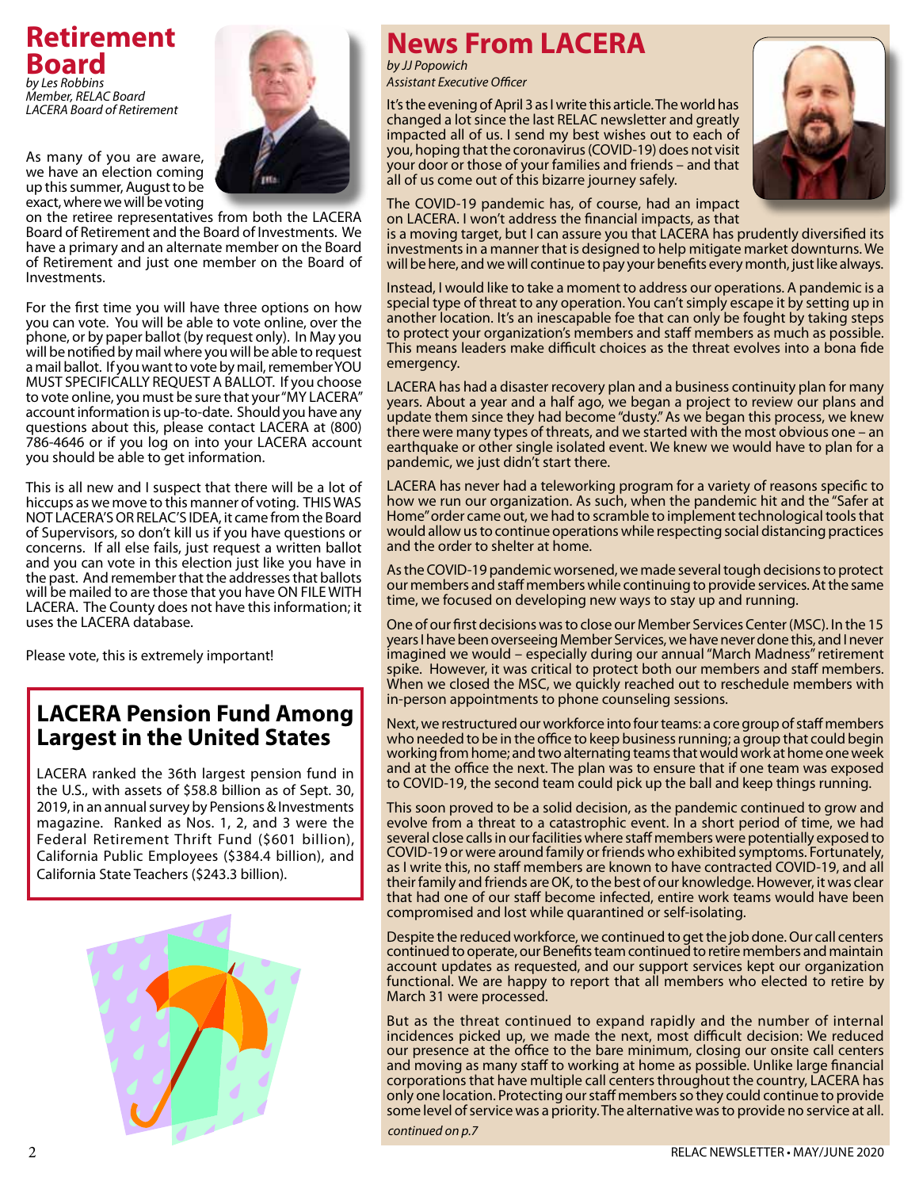# Retirement Board

*by Les Robbins*
*Member, RELAC Board*
*LACERA Board of Retirement*

As many of you are aware, we have an election coming up this summer, August to be exact, where we will be voting on the retiree representatives from both the LACERA Board of Retirement and the Board of Investments. We have a primary and an alternate member on the Board of Retirement and just one member on the Board of Investments.

For the first time you will have three options on how you can vote. You will be able to vote online, over the phone, or by paper ballot (by request only). In May you will be notified by mail where you will be able to request a mail ballot. If you want to vote by mail, remember YOU MUST SPECIFICALLY REQUEST A BALLOT. If you choose to vote online, you must be sure that your "MY LACERA" account information is up-to-date. Should you have any questions about this, please contact LACERA at (800) 786-4646 or if you log on into your LACERA account you should be able to get information.

This is all new and I suspect that there will be a lot of hiccups as we move to this manner of voting. THIS WAS NOT LACERA'S OR RELAC'S IDEA, it came from the Board of Supervisors, so don't kill us if you have questions or concerns. If all else fails, just request a written ballot and you can vote in this election just like you have in the past. And remember that the addresses that ballots will be mailed to are those that you have ON FILE WITH LACERA. The County does not have this information; it uses the LACERA database.

Please vote, this is extremely important!

## LACERA Pension Fund Among Largest in the United States

LACERA ranked the 36th largest pension fund in the U.S., with assets of $58.8 billion as of Sept. 30, 2019, in an annual survey by Pensions & Investments magazine. Ranked as Nos. 1, 2, and 3 were the Federal Retirement Thrift Fund ($601 billion), California Public Employees ($384.4 billion), and California State Teachers ($243.3 billion).

# News From LACERA

*by JJ Popowich*
*Assistant Executive Officer*

It's the evening of April 3 as I write this article. The world has changed a lot since the last RELAC newsletter and greatly impacted all of us. I send my best wishes out to each of you, hoping that the coronavirus (COVID-19) does not visit your door or those of your families and friends – and that all of us come out of this bizarre journey safely.

The COVID-19 pandemic has, of course, had an impact on LACERA. I won't address the financial impacts, as that is a moving target, but I can assure you that LACERA has prudently diversified its investments in a manner that is designed to help mitigate market downturns. We will be here, and we will continue to pay your benefits every month, just like always.

Instead, I would like to take a moment to address our operations. A pandemic is a special type of threat to any operation. You can't simply escape it by setting up in another location. It's an inescapable foe that can only be fought by taking steps to protect your organization's members and staff members as much as possible. This means leaders make difficult choices as the threat evolves into a bona fide emergency.

LACERA has had a disaster recovery plan and a business continuity plan for many years. About a year and a half ago, we began a project to review our plans and update them since they had become "dusty." As we began this process, we knew there were many types of threats, and we started with the most obvious one – an earthquake or other single isolated event. We knew we would have to plan for a pandemic, we just didn't start there.

LACERA has never had a teleworking program for a variety of reasons specific to how we run our organization. As such, when the pandemic hit and the "Safer at Home" order came out, we had to scramble to implement technological tools that would allow us to continue operations while respecting social distancing practices and the order to shelter at home.

As the COVID-19 pandemic worsened, we made several tough decisions to protect our members and staff members while continuing to provide services. At the same time, we focused on developing new ways to stay up and running.

One of our first decisions was to close our Member Services Center (MSC). In the 15 years I have been overseeing Member Services, we have never done this, and I never imagined we would – especially during our annual "March Madness" retirement spike. However, it was critical to protect both our members and staff members. When we closed the MSC, we quickly reached out to reschedule members with in-person appointments to phone counseling sessions.

Next, we restructured our workforce into four teams: a core group of staff members who needed to be in the office to keep business running; a group that could begin working from home; and two alternating teams that would work at home one week and at the office the next. The plan was to ensure that if one team was exposed to COVID-19, the second team could pick up the ball and keep things running.

This soon proved to be a solid decision, as the pandemic continued to grow and evolve from a threat to a catastrophic event. In a short period of time, we had several close calls in our facilities where staff members were potentially exposed to COVID-19 or were around family or friends who exhibited symptoms. Fortunately, as I write this, no staff members are known to have contracted COVID-19, and all their family and friends are OK, to the best of our knowledge. However, it was clear that had one of our staff become infected, entire work teams would have been compromised and lost while quarantined or self-isolating.

Despite the reduced workforce, we continued to get the job done. Our call centers continued to operate, our Benefits team continued to retire members and maintain account updates as requested, and our support services kept our organization functional. We are happy to report that all members who elected to retire by March 31 were processed.

But as the threat continued to expand rapidly and the number of internal incidences picked up, we made the next, most difficult decision: We reduced our presence at the office to the bare minimum, closing our onsite call centers and moving as many staff to working at home as possible. Unlike large financial corporations that have multiple call centers throughout the country, LACERA has only one location. Protecting our staff members so they could continue to provide some level of service was a priority. The alternative was to provide no service at all.

*continued on p.7*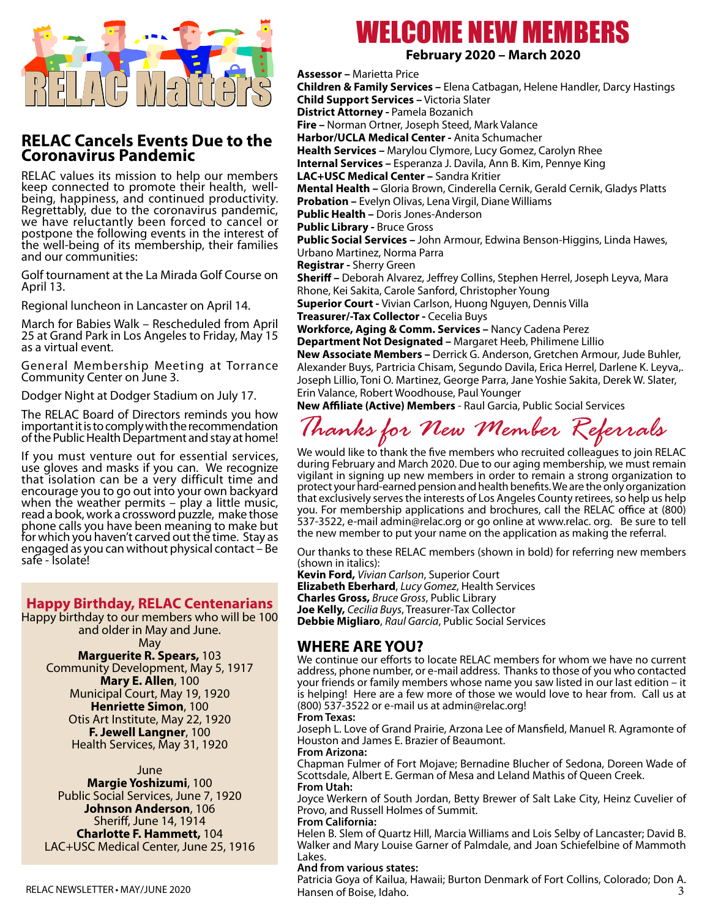# RELAC Matters

## RELAC Cancels Events Due to the Coronavirus Pandemic

RELAC values its mission to help our members keep connected to promote their health, well-being, happiness, and continued productivity. Regrettably, due to the coronavirus pandemic, we have reluctantly been forced to cancel or postpone the following events in the interest of the well-being of its membership, their families and our communities:

Golf tournament at the La Mirada Golf Course on April 13.

Regional luncheon in Lancaster on April 14.

March for Babies Walk – Rescheduled from April 25 at Grand Park in Los Angeles to Friday, May 15 as a virtual event.

General Membership Meeting at Torrance Community Center on June 3.

Dodger Night at Dodger Stadium on July 17.

The RELAC Board of Directors reminds you how important it is to comply with the recommendation of the Public Health Department and stay at home!

If you must venture out for essential services, use gloves and masks if you can. We recognize that isolation can be a very difficult time and encourage you to go out into your own backyard when the weather permits – play a little music, read a book, work a crossword puzzle, make those phone calls you have been meaning to make but for which you haven't carved out the time. Stay as engaged as you can without physical contact – Be safe - Isolate!

## Happy Birthday, RELAC Centenarians

Happy birthday to our members who will be 100 and older in May and June.

May

**Marguerite R. Spears,** 103
Community Development, May 5, 1917

**Mary E. Allen**, 100
Municipal Court, May 19, 1920

**Henriette Simon**, 100
Otis Art Institute, May 22, 1920

**F. Jewell Langner**, 100
Health Services, May 31, 1920

June

**Margie Yoshizumi**, 100
Public Social Services, June 7, 1920

**Johnson Anderson**, 106
Sheriff, June 14, 1914

**Charlotte F. Hammett,** 104
LAC+USC Medical Center, June 25, 1916

# WELCOME NEW MEMBERS

**February 2020 – March 2020**

**Assessor –** Marietta Price
**Children & Family Services –** Elena Catbagan, Helene Handler, Darcy Hastings
**Child Support Services –** Victoria Slater
**District Attorney -** Pamela Bozanich
**Fire –** Norman Ortner, Joseph Steed, Mark Valance
**Harbor/UCLA Medical Center -** Anita Schumacher
**Health Services –** Marylou Clymore, Lucy Gomez, Carolyn Rhee
**Internal Services –** Esperanza J. Davila, Ann B. Kim, Pennye King
**LAC+USC Medical Center –** Sandra Kritier
**Mental Health –** Gloria Brown, Cinderella Cernik, Gerald Cernik, Gladys Platts
**Probation –** Evelyn Olivas, Lena Virgil, Diane Williams
**Public Health –** Doris Jones-Anderson
**Public Library -** Bruce Gross
**Public Social Services –** John Armour, Edwina Benson-Higgins, Linda Hawes, Urbano Martinez, Norma Parra
**Registrar -** Sherry Green
**Sheriff –** Deborah Alvarez, Jeffrey Collins, Stephen Herrel, Joseph Leyva, Mara Rhone, Kei Sakita, Carole Sanford, Christopher Young
**Superior Court -** Vivian Carlson, Huong Nguyen, Dennis Villa
**Treasurer/-Tax Collector -** Cecelia Buys
**Workforce, Aging & Comm. Services –** Nancy Cadena Perez
**Department Not Designated –** Margaret Heeb, Philimene Lillio
**New Associate Members –** Derrick G. Anderson, Gretchen Armour, Jude Buhler, Alexander Buys, Partricia Chisam, Segundo Davila, Erica Herrel, Darlene K. Leyva,. Joseph Lillio, Toni O. Martinez, George Parra, Jane Yoshie Sakita, Derek W. Slater, Erin Valance, Robert Woodhouse, Paul Younger
**New Affiliate (Active) Members** - Raul Garcia, Public Social Services

## *Thanks for New Member Referrals*

We would like to thank the five members who recruited colleagues to join RELAC during February and March 2020. Due to our aging membership, we must remain vigilant in signing up new members in order to remain a strong organization to protect your hard-earned pension and health benefits. We are the only organization that exclusively serves the interests of Los Angeles County retirees, so help us help you. For membership applications and brochures, call the RELAC office at (800) 537-3522, e-mail admin@relac.org or go online at www.relac. org. Be sure to tell the new member to put your name on the application as making the referral.

Our thanks to these RELAC members (shown in bold) for referring new members (shown in italics):

**Kevin Ford,** *Vivian Carlson*, Superior Court
**Elizabeth Eberhard**, *Lucy Gomez*, Health Services
**Charles Gross,** *Bruce Gross*, Public Library
**Joe Kelly,** *Cecilia Buys*, Treasurer-Tax Collector
**Debbie Migliaro**, *Raul Garcia*, Public Social Services

## WHERE ARE YOU?

We continue our efforts to locate RELAC members for whom we have no current address, phone number, or e-mail address. Thanks to those of you who contacted your friends or family members whose name you saw listed in our last edition – it is helping! Here are a few more of those we would love to hear from. Call us at (800) 537-3522 or e-mail us at admin@relac.org!

**From Texas:**
Joseph L. Love of Grand Prairie, Arzona Lee of Mansfield, Manuel R. Agramonte of Houston and James E. Brazier of Beaumont.

**From Arizona:**
Chapman Fulmer of Fort Mojave; Bernadine Blucher of Sedona, Doreen Wade of Scottsdale, Albert E. German of Mesa and Leland Mathis of Queen Creek.

**From Utah:**
Joyce Werkern of South Jordan, Betty Brewer of Salt Lake City, Heinz Cuvelier of Provo, and Russell Holmes of Summit.

**From California:**
Helen B. Slem of Quartz Hill, Marcia Williams and Lois Selby of Lancaster; David B. Walker and Mary Louise Garner of Palmdale, and Joan Schiefelbine of Mammoth Lakes.

**And from various states:**
Patricia Goya of Kailua, Hawaii; Burton Denmark of Fort Collins, Colorado; Don A. Hansen of Boise, Idaho.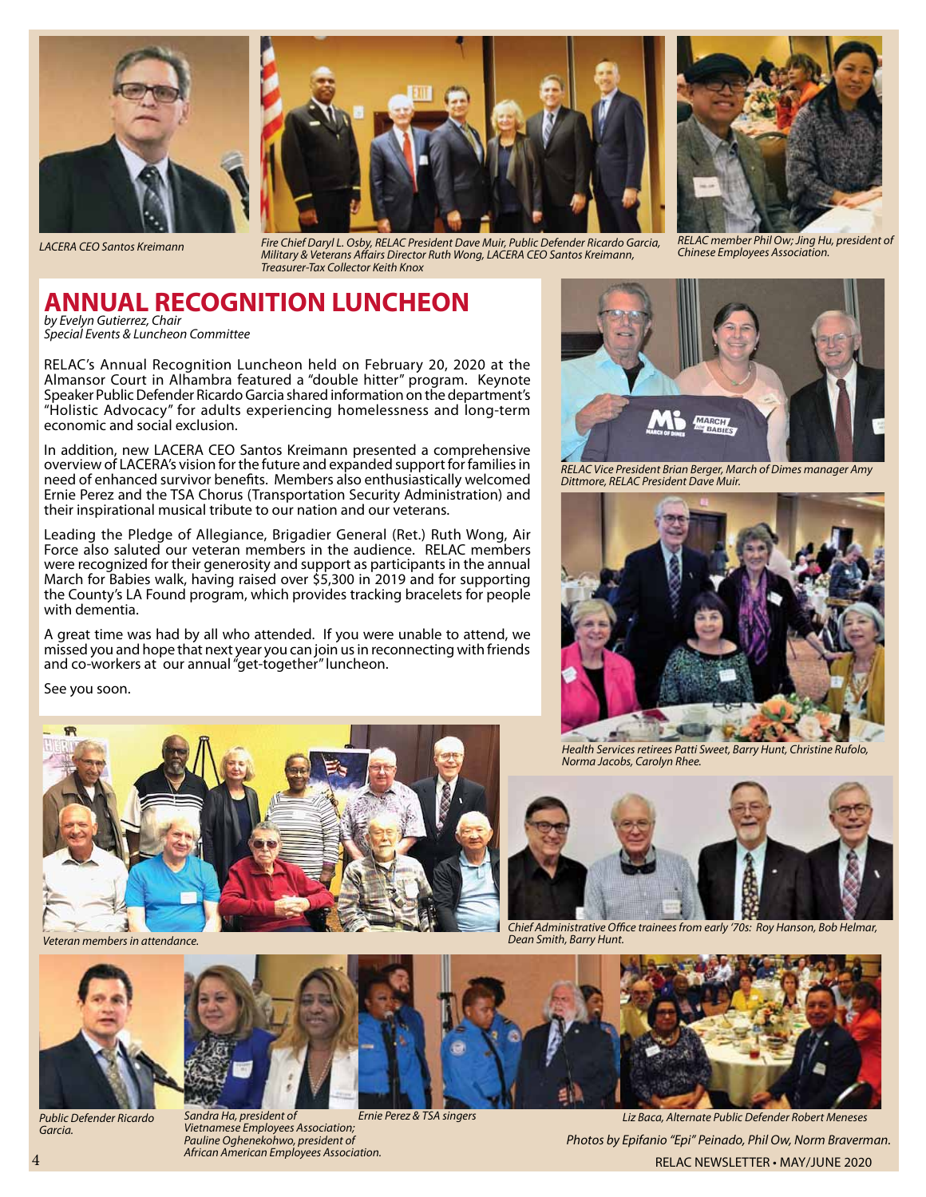LACERA CEO Santos Kreimann

Fire Chief Daryl L. Osby, RELAC President Dave Muir, Public Defender Ricardo Garcia, Military & Veterans Affairs Director Ruth Wong, LACERA CEO Santos Kreimann, Treasurer-Tax Collector Keith Knox

RELAC member Phil Ow; Jing Hu, president of Chinese Employees Association.

# ANNUAL RECOGNITION LUNCHEON

*by Evelyn Gutierrez, Chair*
*Special Events & Luncheon Committee*

RELAC's Annual Recognition Luncheon held on February 20, 2020 at the Almansor Court in Alhambra featured a "double hitter" program. Keynote Speaker Public Defender Ricardo Garcia shared information on the department's "Holistic Advocacy" for adults experiencing homelessness and long-term economic and social exclusion.

In addition, new LACERA CEO Santos Kreimann presented a comprehensive overview of LACERA's vision for the future and expanded support for families in need of enhanced survivor benefits. Members also enthusiastically welcomed Ernie Perez and the TSA Chorus (Transportation Security Administration) and their inspirational musical tribute to our nation and our veterans.

Leading the Pledge of Allegiance, Brigadier General (Ret.) Ruth Wong, Air Force also saluted our veteran members in the audience. RELAC members were recognized for their generosity and support as participants in the annual March for Babies walk, having raised over $5,300 in 2019 and for supporting the County's LA Found program, which provides tracking bracelets for people with dementia.

A great time was had by all who attended. If you were unable to attend, we missed you and hope that next year you can join us in reconnecting with friends and co-workers at our annual "get-together" luncheon.

See you soon.

RELAC Vice President Brian Berger, March of Dimes manager Amy Dittmore, RELAC President Dave Muir.

Health Services retirees Patti Sweet, Barry Hunt, Christine Rufolo, Norma Jacobs, Carolyn Rhee.

Veteran members in attendance.

Chief Administrative Office trainees from early '70s: Roy Hanson, Bob Helmar, Dean Smith, Barry Hunt.

Public Defender Ricardo Garcia.

Sandra Ha, president of Vietnamese Employees Association; Pauline Oghenekohwo, president of African American Employees Association.

Ernie Perez & TSA singers

Liz Baca, Alternate Public Defender Robert Meneses

*Photos by Epifanio "Epi" Peinado, Phil Ow, Norm Braverman.*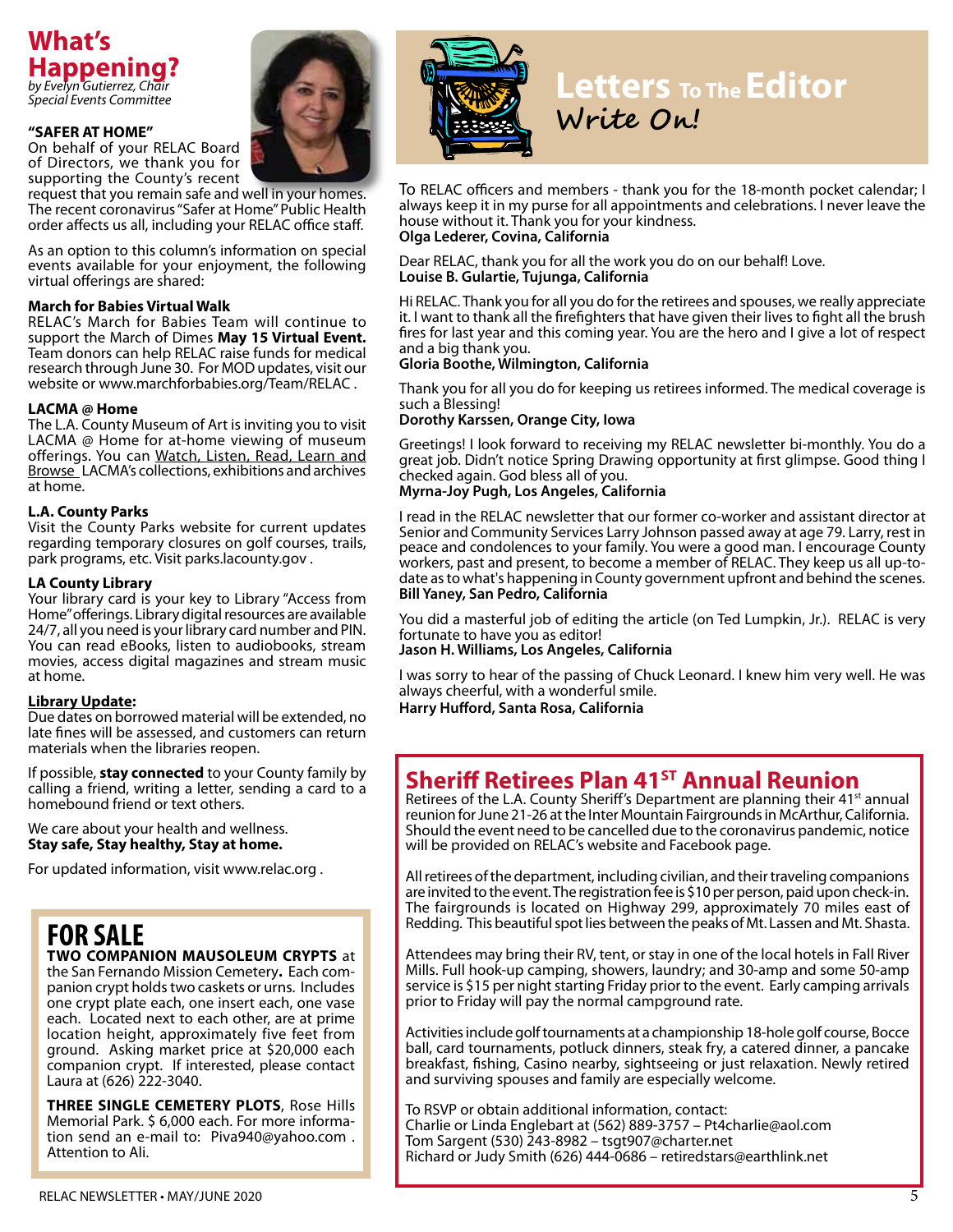# What's Happening?

*by Evelyn Gutierrez, Chair*
*Special Events Committee*

**"SAFER AT HOME"**

On behalf of your RELAC Board of Directors, we thank you for supporting the County's recent request that you remain safe and well in your homes. The recent coronavirus "Safer at Home" Public Health order affects us all, including your RELAC office staff.

As an option to this column's information on special events available for your enjoyment, the following virtual offerings are shared:

**March for Babies Virtual Walk**

RELAC's March for Babies Team will continue to support the March of Dimes **May 15 Virtual Event.** Team donors can help RELAC raise funds for medical research through June 30. For MOD updates, visit our website or www.marchforbabies.org/Team/RELAC .

**LACMA @ Home**

The L.A. County Museum of Art is inviting you to visit LACMA @ Home for at-home viewing of museum offerings. You can Watch, Listen, Read, Learn and Browse LACMA's collections, exhibitions and archives at home.

**L.A. County Parks**

Visit the County Parks website for current updates regarding temporary closures on golf courses, trails, park programs, etc. Visit parks.lacounty.gov .

**LA County Library**

Your library card is your key to Library "Access from Home" offerings. Library digital resources are available 24/7, all you need is your library card number and PIN. You can read eBooks, listen to audiobooks, stream movies, access digital magazines and stream music at home.

**Library Update:**

Due dates on borrowed material will be extended, no late fines will be assessed, and customers can return materials when the libraries reopen.

If possible, **stay connected** to your County family by calling a friend, writing a letter, sending a card to a homebound friend or text others.

We care about your health and wellness.
**Stay safe, Stay healthy, Stay at home.**

For updated information, visit www.relac.org .

## FOR SALE

**TWO COMPANION MAUSOLEUM CRYPTS** at the San Fernando Mission Cemetery**.** Each companion crypt holds two caskets or urns. Includes one crypt plate each, one insert each, one vase each. Located next to each other, are at prime location height, approximately five feet from ground. Asking market price at $20,000 each companion crypt. If interested, please contact Laura at (626) 222-3040.

**THREE SINGLE CEMETERY PLOTS**, Rose Hills Memorial Park. $ 6,000 each. For more information send an e-mail to: Piva940@yahoo.com . Attention to Ali.

# Letters To The Editor

## Write On!

To RELAC officers and members - thank you for the 18-month pocket calendar; I always keep it in my purse for all appointments and celebrations. I never leave the house without it. Thank you for your kindness.
**Olga Lederer, Covina, California**

Dear RELAC, thank you for all the work you do on our behalf! Love.
**Louise B. Gulartie, Tujunga, California**

Hi RELAC. Thank you for all you do for the retirees and spouses, we really appreciate it. I want to thank all the firefighters that have given their lives to fight all the brush fires for last year and this coming year. You are the hero and I give a lot of respect and a big thank you.
**Gloria Boothe, Wilmington, California**

Thank you for all you do for keeping us retirees informed. The medical coverage is such a Blessing!
**Dorothy Karssen, Orange City, Iowa**

Greetings! I look forward to receiving my RELAC newsletter bi-monthly. You do a great job. Didn't notice Spring Drawing opportunity at first glimpse. Good thing I checked again. God bless all of you.
**Myrna-Joy Pugh, Los Angeles, California**

I read in the RELAC newsletter that our former co-worker and assistant director at Senior and Community Services Larry Johnson passed away at age 79. Larry, rest in peace and condolences to your family. You were a good man. I encourage County workers, past and present, to become a member of RELAC. They keep us all up-to-date as to what's happening in County government upfront and behind the scenes.
**Bill Yaney, San Pedro, California**

You did a masterful job of editing the article (on Ted Lumpkin, Jr.). RELAC is very fortunate to have you as editor!
**Jason H. Williams, Los Angeles, California**

I was sorry to hear of the passing of Chuck Leonard. I knew him very well. He was always cheerful, with a wonderful smile.
**Harry Hufford, Santa Rosa, California**

## Sheriff Retirees Plan 41ST Annual Reunion

Retirees of the L.A. County Sheriff's Department are planning their 41st annual reunion for June 21-26 at the Inter Mountain Fairgrounds in McArthur, California. Should the event need to be cancelled due to the coronavirus pandemic, notice will be provided on RELAC's website and Facebook page.

All retirees of the department, including civilian, and their traveling companions are invited to the event. The registration fee is $10 per person, paid upon check-in. The fairgrounds is located on Highway 299, approximately 70 miles east of Redding. This beautiful spot lies between the peaks of Mt. Lassen and Mt. Shasta.

Attendees may bring their RV, tent, or stay in one of the local hotels in Fall River Mills. Full hook-up camping, showers, laundry; and 30-amp and some 50-amp service is $15 per night starting Friday prior to the event. Early camping arrivals prior to Friday will pay the normal campground rate.

Activities include golf tournaments at a championship 18-hole golf course, Bocce ball, card tournaments, potluck dinners, steak fry, a catered dinner, a pancake breakfast, fishing, Casino nearby, sightseeing or just relaxation. Newly retired and surviving spouses and family are especially welcome.

To RSVP or obtain additional information, contact:
Charlie or Linda Englebart at (562) 889-3757 – Pt4charlie@aol.com
Tom Sargent (530) 243-8982 – tsgt907@charter.net
Richard or Judy Smith (626) 444-0686 – retiredstars@earthlink.net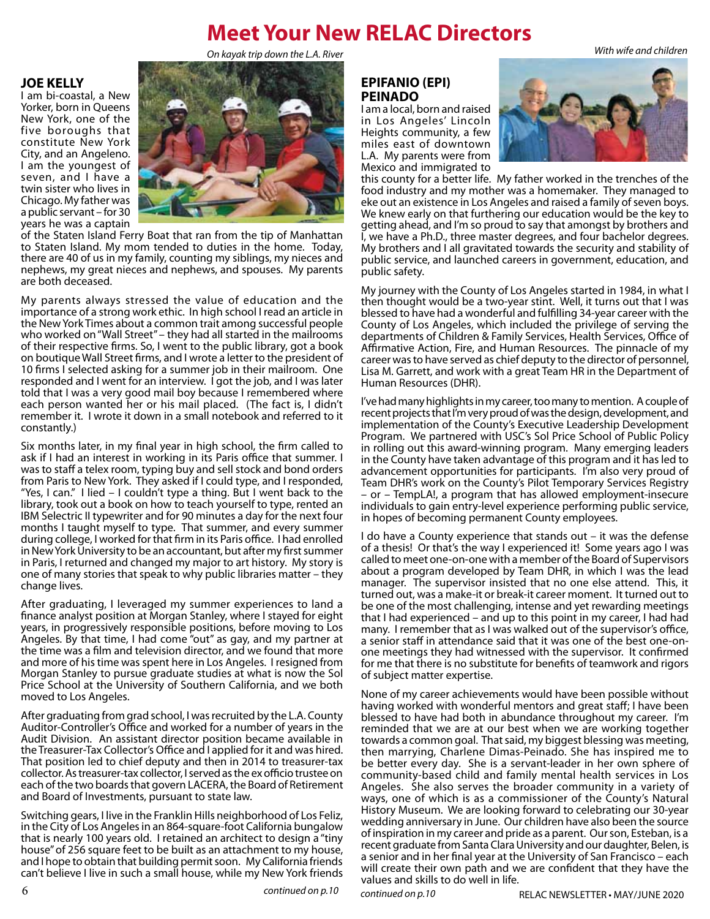# Meet Your New RELAC Directors

## JOE KELLY

*On kayak trip down the L.A. River*

I am bi-coastal, a New Yorker, born in Queens New York, one of the five boroughs that constitute New York City, and an Angeleno. I am the youngest of seven, and I have a twin sister who lives in Chicago. My father was a public servant – for 30 years he was a captain of the Staten Island Ferry Boat that ran from the tip of Manhattan to Staten Island. My mom tended to duties in the home. Today, there are 40 of us in my family, counting my siblings, my nieces and nephews, my great nieces and nephews, and spouses. My parents are both deceased.

My parents always stressed the value of education and the importance of a strong work ethic. In high school I read an article in the New York Times about a common trait among successful people who worked on "Wall Street" – they had all started in the mailrooms of their respective firms. So, I went to the public library, got a book on boutique Wall Street firms, and I wrote a letter to the president of 10 firms I selected asking for a summer job in their mailroom. One responded and I went for an interview. I got the job, and I was later told that I was a very good mail boy because I remembered where each person wanted her or his mail placed. (The fact is, I didn't remember it. I wrote it down in a small notebook and referred to it constantly.)

Six months later, in my final year in high school, the firm called to ask if I had an interest in working in its Paris office that summer. I was to staff a telex room, typing buy and sell stock and bond orders from Paris to New York. They asked if I could type, and I responded, "Yes, I can." I lied – I couldn't type a thing. But I went back to the library, took out a book on how to teach yourself to type, rented an IBM Selectric II typewriter and for 90 minutes a day for the next four months I taught myself to type. That summer, and every summer during college, I worked for that firm in its Paris office. I had enrolled in New York University to be an accountant, but after my first summer in Paris, I returned and changed my major to art history. My story is one of many stories that speak to why public libraries matter – they change lives.

After graduating, I leveraged my summer experiences to land a finance analyst position at Morgan Stanley, where I stayed for eight years, in progressively responsible positions, before moving to Los Angeles. By that time, I had come "out" as gay, and my partner at the time was a film and television director, and we found that more and more of his time was spent here in Los Angeles. I resigned from Morgan Stanley to pursue graduate studies at what is now the Sol Price School at the University of Southern California, and we both moved to Los Angeles.

After graduating from grad school, I was recruited by the L.A. County Auditor-Controller's Office and worked for a number of years in the Audit Division. An assistant director position became available in the Treasurer-Tax Collector's Office and I applied for it and was hired. That position led to chief deputy and then in 2014 to treasurer-tax collector. As treasurer-tax collector, I served as the ex officio trustee on each of the two boards that govern LACERA, the Board of Retirement and Board of Investments, pursuant to state law.

Switching gears, I live in the Franklin Hills neighborhood of Los Feliz, in the City of Los Angeles in an 864-square-foot California bungalow that is nearly 100 years old. I retained an architect to design a "tiny house" of 256 square feet to be built as an attachment to my house, and I hope to obtain that building permit soon. My California friends can't believe I live in such a small house, while my New York friends

*continued on p.10*

## EPIFANIO (EPI) PEINADO

*With wife and children*

I am a local, born and raised in Los Angeles' Lincoln Heights community, a few miles east of downtown L.A. My parents were from Mexico and immigrated to this county for a better life. My father worked in the trenches of the food industry and my mother was a homemaker. They managed to eke out an existence in Los Angeles and raised a family of seven boys. We knew early on that furthering our education would be the key to getting ahead, and I'm so proud to say that amongst by brothers and I, we have a Ph.D., three master degrees, and four bachelor degrees. My brothers and I all gravitated towards the security and stability of public service, and launched careers in government, education, and public safety.

My journey with the County of Los Angeles started in 1984, in what I then thought would be a two-year stint. Well, it turns out that I was blessed to have had a wonderful and fulfilling 34-year career with the County of Los Angeles, which included the privilege of serving the departments of Children & Family Services, Health Services, Office of Affirmative Action, Fire, and Human Resources. The pinnacle of my career was to have served as chief deputy to the director of personnel, Lisa M. Garrett, and work with a great Team HR in the Department of Human Resources (DHR).

I've had many highlights in my career, too many to mention. A couple of recent projects that I'm very proud of was the design, development, and implementation of the County's Executive Leadership Development Program. We partnered with USC's Sol Price School of Public Policy in rolling out this award-winning program. Many emerging leaders in the County have taken advantage of this program and it has led to advancement opportunities for participants. I'm also very proud of Team DHR's work on the County's Pilot Temporary Services Registry – or – TempLA!, a program that has allowed employment-insecure individuals to gain entry-level experience performing public service, in hopes of becoming permanent County employees.

I do have a County experience that stands out – it was the defense of a thesis! Or that's the way I experienced it! Some years ago I was called to meet one-on-one with a member of the Board of Supervisors about a program developed by Team DHR, in which I was the lead manager. The supervisor insisted that no one else attend. This, it turned out, was a make-it or break-it career moment. It turned out to be one of the most challenging, intense and yet rewarding meetings that I had experienced – and up to this point in my career, I had had many. I remember that as I was walked out of the supervisor's office, a senior staff in attendance said that it was one of the best one-on-one meetings they had witnessed with the supervisor. It confirmed for me that there is no substitute for benefits of teamwork and rigors of subject matter expertise.

None of my career achievements would have been possible without having worked with wonderful mentors and great staff; I have been blessed to have had both in abundance throughout my career. I'm reminded that we are at our best when we are working together towards a common goal. That said, my biggest blessing was meeting, then marrying, Charlene Dimas-Peinado. She has inspired me to be better every day. She is a servant-leader in her own sphere of community-based child and family mental health services in Los Angeles. She also serves the broader community in a variety of ways, one of which is as a commissioner of the County's Natural History Museum. We are looking forward to celebrating our 30-year wedding anniversary in June. Our children have also been the source of inspiration in my career and pride as a parent. Our son, Esteban, is a recent graduate from Santa Clara University and our daughter, Belen, is a senior and in her final year at the University of San Francisco – each will create their own path and we are confident that they have the values and skills to do well in life.

*continued on p.10*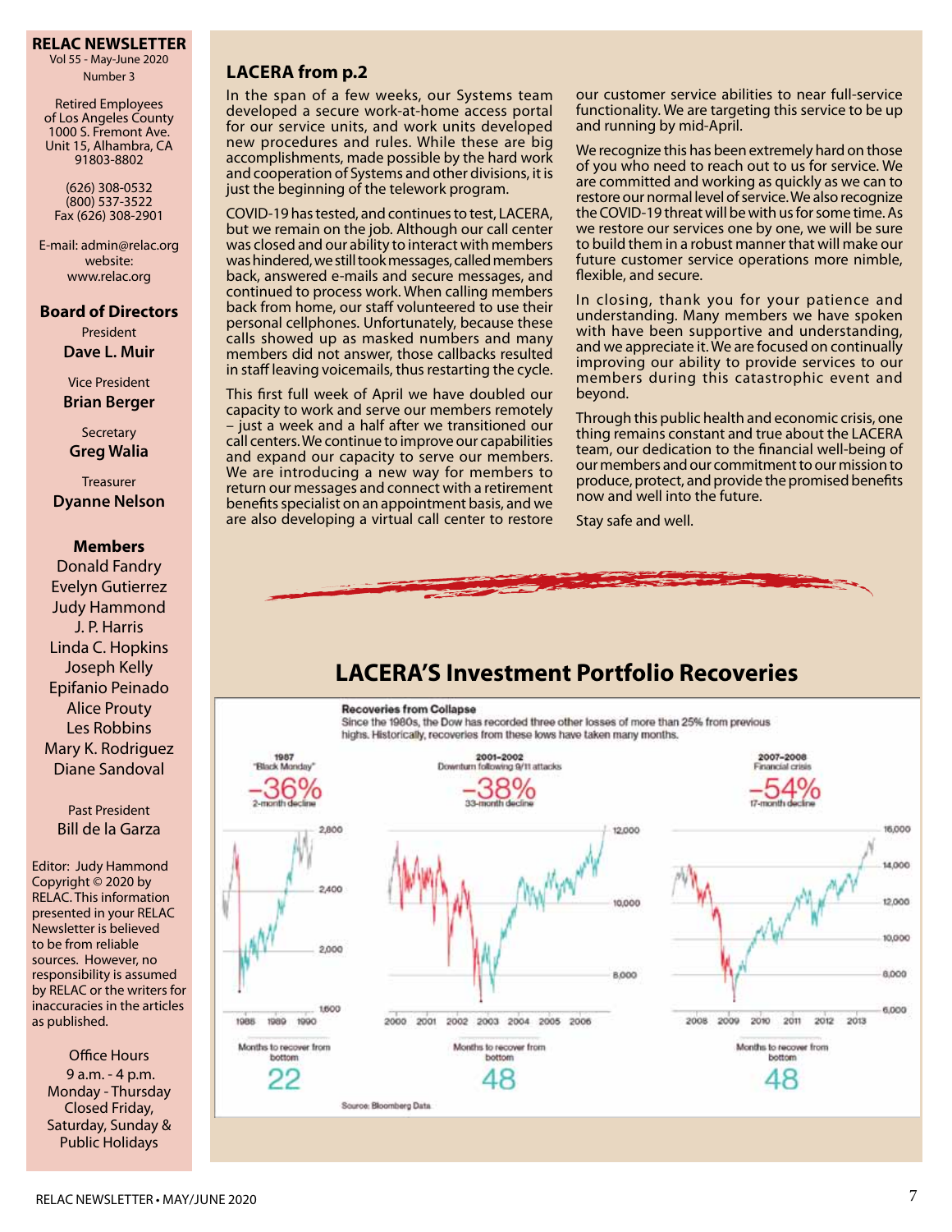**RELAC NEWSLETTER**
Vol 55 - May-June 2020
Number 3

Retired Employees of Los Angeles County
1000 S. Fremont Ave.
Unit 15, Alhambra, CA 91803-8802

(626) 308-0532
(800) 537-3522
Fax (626) 308-2901

E-mail: admin@relac.org
website: www.relac.org

**Board of Directors**

President
**Dave L. Muir**

Vice President
**Brian Berger**

Secretary
**Greg Walia**

Treasurer
**Dyanne Nelson**

**Members**
Donald Fandry
Evelyn Gutierrez
Judy Hammond
J. P. Harris
Linda C. Hopkins
Joseph Kelly
Epifanio Peinado
Alice Prouty
Les Robbins
Mary K. Rodriguez
Diane Sandoval

Past President
Bill de la Garza

Editor: Judy Hammond
Copyright © 2020 by RELAC. This information presented in your RELAC Newsletter is believed to be from reliable sources. However, no responsibility is assumed by RELAC or the writers for inaccuracies in the articles as published.

Office Hours
9 a.m. - 4 p.m.
Monday - Thursday
Closed Friday, Saturday, Sunday & Public Holidays

## LACERA from p.2

In the span of a few weeks, our Systems team developed a secure work-at-home access portal for our service units, and work units developed new procedures and rules. While these are big accomplishments, made possible by the hard work and cooperation of Systems and other divisions, it is just the beginning of the telework program.

COVID-19 has tested, and continues to test, LACERA, but we remain on the job. Although our call center was closed and our ability to interact with members was hindered, we still took messages, called members back, answered e-mails and secure messages, and continued to process work. When calling members back from home, our staff volunteered to use their personal cellphones. Unfortunately, because these calls showed up as masked numbers and many members did not answer, those callbacks resulted in staff leaving voicemails, thus restarting the cycle.

This first full week of April we have doubled our capacity to work and serve our members remotely – just a week and a half after we transitioned our call centers. We continue to improve our capabilities and expand our capacity to serve our members. We are introducing a new way for members to return our messages and connect with a retirement benefits specialist on an appointment basis, and we are also developing a virtual call center to restore our customer service abilities to near full-service functionality. We are targeting this service to be up and running by mid-April.

We recognize this has been extremely hard on those of you who need to reach out to us for service. We are committed and working as quickly as we can to restore our normal level of service. We also recognize the COVID-19 threat will be with us for some time. As we restore our services one by one, we will be sure to build them in a robust manner that will make our future customer service operations more nimble, flexible, and secure.

In closing, thank you for your patience and understanding. Many members we have spoken with have been supportive and understanding, and we appreciate it. We are focused on continually improving our ability to provide services to our members during this catastrophic event and beyond.

Through this public health and economic crisis, one thing remains constant and true about the LACERA team, our dedication to the financial well-being of our members and our commitment to our mission to produce, protect, and provide the promised benefits now and well into the future.

Stay safe and well.

## LACERA'S Investment Portfolio Recoveries

**Recoveries from Collapse**
Since the 1980s, the Dow has recorded three other losses of more than 25% from previous highs. Historically, recoveries from these lows have taken many months.

| | 1987 "Black Monday" | 2001–2002 Downturn following 9/11 attacks | 2007–2008 Financial crisis |
|---|---|---|---|
| Decline | -36% (2-month decline) | -38% (33-month decline) | -54% (17-month decline) |
| Months to recover from bottom | 22 | 48 | 48 |

Source: Bloomberg Data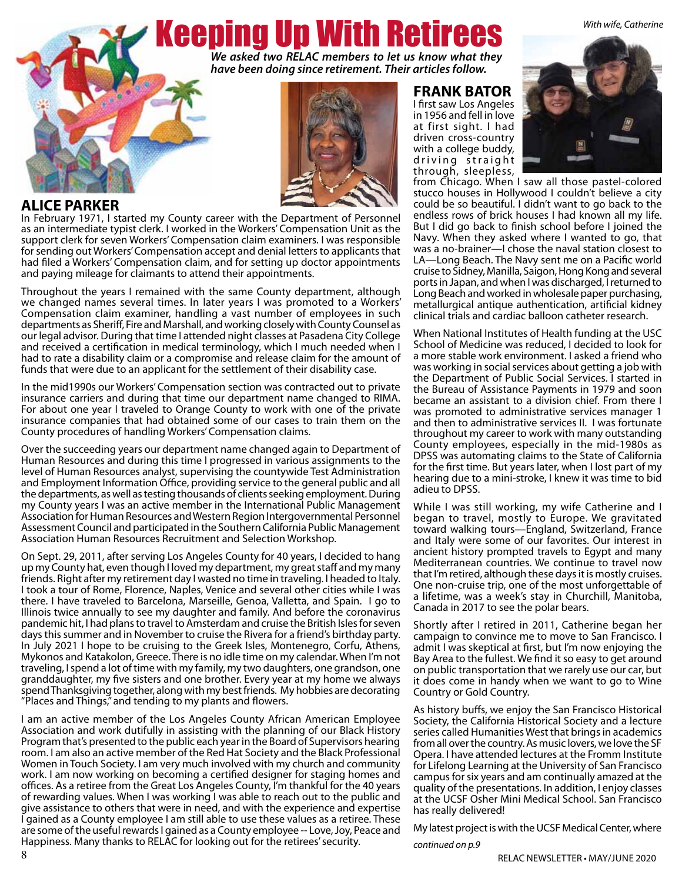# Keeping Up With Retirees

***We asked two RELAC members to let us know what they have been doing since retirement. Their articles follow.***

## ALICE PARKER

In February 1971, I started my County career with the Department of Personnel as an intermediate typist clerk. I worked in the Workers' Compensation Unit as the support clerk for seven Workers' Compensation claim examiners. I was responsible for sending out Workers' Compensation accept and denial letters to applicants that had filed a Workers' Compensation claim, and for setting up doctor appointments and paying mileage for claimants to attend their appointments.

Throughout the years I remained with the same County department, although we changed names several times. In later years I was promoted to a Workers' Compensation claim examiner, handling a vast number of employees in such departments as Sheriff, Fire and Marshall, and working closely with County Counsel as our legal advisor. During that time I attended night classes at Pasadena City College and received a certification in medical terminology, which I much needed when I had to rate a disability claim or a compromise and release claim for the amount of funds that were due to an applicant for the settlement of their disability case.

In the mid1990s our Workers' Compensation section was contracted out to private insurance carriers and during that time our department name changed to RIMA. For about one year I traveled to Orange County to work with one of the private insurance companies that had obtained some of our cases to train them on the County procedures of handling Workers' Compensation claims.

Over the succeeding years our department name changed again to Department of Human Resources and during this time I progressed in various assignments to the level of Human Resources analyst, supervising the countywide Test Administration and Employment Information Office, providing service to the general public and all the departments, as well as testing thousands of clients seeking employment. During my County years I was an active member in the International Public Management Association for Human Resources and Western Region Intergovernmental Personnel Assessment Council and participated in the Southern California Public Management Association Human Resources Recruitment and Selection Workshop.

On Sept. 29, 2011, after serving Los Angeles County for 40 years, I decided to hang up my County hat, even though I loved my department, my great staff and my many friends. Right after my retirement day I wasted no time in traveling. I headed to Italy. I took a tour of Rome, Florence, Naples, Venice and several other cities while I was there. I have traveled to Barcelona, Marseille, Genoa, Valletta, and Spain. I go to Illinois twice annually to see my daughter and family. And before the coronavirus pandemic hit, I had plans to travel to Amsterdam and cruise the British Isles for seven days this summer and in November to cruise the Rivera for a friend's birthday party. In July 2021 I hope to be cruising to the Greek Isles, Montenegro, Corfu, Athens, Mykonos and Katakolon, Greece. There is no idle time on my calendar. When I'm not traveling, I spend a lot of time with my family, my two daughters, one grandson, one granddaughter, my five sisters and one brother. Every year at my home we always spend Thanksgiving together, along with my best friends. My hobbies are decorating "Places and Things," and tending to my plants and flowers.

I am an active member of the Los Angeles County African American Employee Association and work dutifully in assisting with the planning of our Black History Program that's presented to the public each year in the Board of Supervisors hearing room. I am also an active member of the Red Hat Society and the Black Professional Women in Touch Society. I am very much involved with my church and community work. I am now working on becoming a certified designer for staging homes and offices. As a retiree from the Great Los Angeles County, I'm thankful for the 40 years of rewarding values. When I was working I was able to reach out to the public and give assistance to others that were in need, and with the experience and expertise I gained as a County employee I am still able to use these values as a retiree. These are some of the useful rewards I gained as a County employee -- Love, Joy, Peace and Happiness. Many thanks to RELAC for looking out for the retirees' security.

## FRANK BATOR

*With wife, Catherine*

I first saw Los Angeles in 1956 and fell in love at first sight. I had driven cross-country with a college buddy, driving straight through, sleepless, from Chicago. When I saw all those pastel-colored stucco houses in Hollywood I couldn't believe a city could be so beautiful. I didn't want to go back to the endless rows of brick houses I had known all my life. But I did go back to finish school before I joined the Navy. When they asked where I wanted to go, that was a no-brainer—I chose the naval station closest to LA—Long Beach. The Navy sent me on a Pacific world cruise to Sidney, Manilla, Saigon, Hong Kong and several ports in Japan, and when I was discharged, I returned to Long Beach and worked in wholesale paper purchasing, metallurgical antique authentication, artificial kidney clinical trials and cardiac balloon catheter research.

When National Institutes of Health funding at the USC School of Medicine was reduced, I decided to look for a more stable work environment. I asked a friend who was working in social services about getting a job with the Department of Public Social Services. I started in the Bureau of Assistance Payments in 1979 and soon became an assistant to a division chief. From there I was promoted to administrative services manager 1 and then to administrative services II. I was fortunate throughout my career to work with many outstanding County employees, especially in the mid-1980s as DPSS was automating claims to the State of California for the first time. But years later, when I lost part of my hearing due to a mini-stroke, I knew it was time to bid adieu to DPSS.

While I was still working, my wife Catherine and I began to travel, mostly to Europe. We gravitated toward walking tours—England, Switzerland, France and Italy were some of our favorites. Our interest in ancient history prompted travels to Egypt and many Mediterranean countries. We continue to travel now that I'm retired, although these days it is mostly cruises. One non-cruise trip, one of the most unforgettable of a lifetime, was a week's stay in Churchill, Manitoba, Canada in 2017 to see the polar bears.

Shortly after I retired in 2011, Catherine began her campaign to convince me to move to San Francisco. I admit I was skeptical at first, but I'm now enjoying the Bay Area to the fullest. We find it so easy to get around on public transportation that we rarely use our car, but it does come in handy when we want to go to Wine Country or Gold Country.

As history buffs, we enjoy the San Francisco Historical Society, the California Historical Society and a lecture series called Humanities West that brings in academics from all over the country. As music lovers, we love the SF Opera. I have attended lectures at the Fromm Institute for Lifelong Learning at the University of San Francisco campus for six years and am continually amazed at the quality of the presentations. In addition, I enjoy classes at the UCSF Osher Mini Medical School. San Francisco has really delivered!

My latest project is with the UCSF Medical Center, where

*continued on p.9*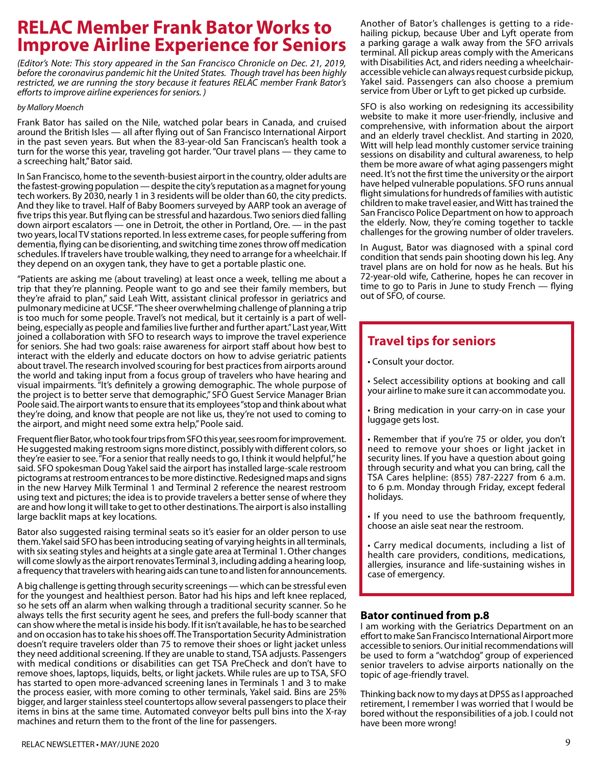# RELAC Member Frank Bator Works to Improve Airline Experience for Seniors

*(Editor's Note: This story appeared in the San Francisco Chronicle on Dec. 21, 2019, before the coronavirus pandemic hit the United States. Though travel has been highly restricted, we are running the story because it features RELAC member Frank Bator's efforts to improve airline experiences for seniors. )*

*by Mallory Moench*

Frank Bator has sailed on the Nile, watched polar bears in Canada, and cruised around the British Isles — all after flying out of San Francisco International Airport in the past seven years. But when the 83-year-old San Franciscan's health took a turn for the worse this year, traveling got harder. "Our travel plans — they came to a screeching halt," Bator said.

In San Francisco, home to the seventh-busiest airport in the country, older adults are the fastest-growing population — despite the city's reputation as a magnet for young tech workers. By 2030, nearly 1 in 3 residents will be older than 60, the city predicts. And they like to travel. Half of Baby Boomers surveyed by AARP took an average of five trips this year. But flying can be stressful and hazardous. Two seniors died falling down airport escalators — one in Detroit, the other in Portland, Ore. — in the past two years, local TV stations reported. In less extreme cases, for people suffering from dementia, flying can be disorienting, and switching time zones throw off medication schedules. If travelers have trouble walking, they need to arrange for a wheelchair. If they depend on an oxygen tank, they have to get a portable plastic one.

"Patients are asking me (about traveling) at least once a week, telling me about a trip that they're planning. People want to go and see their family members, but they're afraid to plan," said Leah Witt, assistant clinical professor in geriatrics and pulmonary medicine at UCSF. "The sheer overwhelming challenge of planning a trip is too much for some people. Travel's not medical, but it certainly is a part of well-being, especially as people and families live further and further apart." Last year, Witt joined a collaboration with SFO to research ways to improve the travel experience for seniors. She had two goals: raise awareness for airport staff about how best to interact with the elderly and educate doctors on how to advise geriatric patients about travel. The research involved scouring for best practices from airports around the world and taking input from a focus group of travelers who have hearing and visual impairments. "It's definitely a growing demographic. The whole purpose of the project is to better serve that demographic," SFO Guest Service Manager Brian Poole said. The airport wants to ensure that its employees "stop and think about what they're doing, and know that people are not like us, they're not used to coming to the airport, and might need some extra help," Poole said.

Frequent flier Bator, who took four trips from SFO this year, sees room for improvement. He suggested making restroom signs more distinct, possibly with different colors, so they're easier to see. "For a senior that really needs to go, I think it would helpful," he said. SFO spokesman Doug Yakel said the airport has installed large-scale restroom pictograms at restroom entrances to be more distinctive. Redesigned maps and signs in the new Harvey Milk Terminal 1 and Terminal 2 reference the nearest restroom using text and pictures; the idea is to provide travelers a better sense of where they are and how long it will take to get to other destinations. The airport is also installing large backlit maps at key locations.

Bator also suggested raising terminal seats so it's easier for an older person to use them. Yakel said SFO has been introducing seating of varying heights in all terminals, with six seating styles and heights at a single gate area at Terminal 1. Other changes will come slowly as the airport renovates Terminal 3, including adding a hearing loop, a frequency that travelers with hearing aids can tune to and listen for announcements.

A big challenge is getting through security screenings — which can be stressful even for the youngest and healthiest person. Bator had his hips and left knee replaced, so he sets off an alarm when walking through a traditional security scanner. So he always tells the first security agent he sees, and prefers the full-body scanner that can show where the metal is inside his body. If it isn't available, he has to be searched and on occasion has to take his shoes off. The Transportation Security Administration doesn't require travelers older than 75 to remove their shoes or light jacket unless they need additional screening. If they are unable to stand, TSA adjusts. Passengers with medical conditions or disabilities can get TSA PreCheck and don't have to remove shoes, laptops, liquids, belts, or light jackets. While rules are up to TSA, SFO has started to open more-advanced screening lanes in Terminals 1 and 3 to make the process easier, with more coming to other terminals, Yakel said. Bins are 25% bigger, and larger stainless steel countertops allow several passengers to place their items in bins at the same time. Automated conveyor belts pull bins into the X-ray machines and return them to the front of the line for passengers.

Another of Bator's challenges is getting to a ride-hailing pickup, because Uber and Lyft operate from a parking garage a walk away from the SFO arrivals terminal. All pickup areas comply with the Americans with Disabilities Act, and riders needing a wheelchair-accessible vehicle can always request curbside pickup, Yakel said. Passengers can also choose a premium service from Uber or Lyft to get picked up curbside.

SFO is also working on redesigning its accessibility website to make it more user-friendly, inclusive and comprehensive, with information about the airport and an elderly travel checklist. And starting in 2020, Witt will help lead monthly customer service training sessions on disability and cultural awareness, to help them be more aware of what aging passengers might need. It's not the first time the university or the airport have helped vulnerable populations. SFO runs annual flight simulations for hundreds of families with autistic children to make travel easier, and Witt has trained the San Francisco Police Department on how to approach the elderly. Now, they're coming together to tackle challenges for the growing number of older travelers.

In August, Bator was diagnosed with a spinal cord condition that sends pain shooting down his leg. Any travel plans are on hold for now as he heals. But his 72-year-old wife, Catherine, hopes he can recover in time to go to Paris in June to study French — flying out of SFO, of course.

## Travel tips for seniors

- Consult your doctor.
- Select accessibility options at booking and call your airline to make sure it can accommodate you.
- Bring medication in your carry-on in case your luggage gets lost.
- Remember that if you're 75 or older, you don't need to remove your shoes or light jacket in security lines. If you have a question about going through security and what you can bring, call the TSA Cares helpline: (855) 787-2227 from 6 a.m. to 6 p.m. Monday through Friday, except federal holidays.
- If you need to use the bathroom frequently, choose an aisle seat near the restroom.
- Carry medical documents, including a list of health care providers, conditions, medications, allergies, insurance and life-sustaining wishes in case of emergency.

### Bator continued from p.8

I am working with the Geriatrics Department on an effort to make San Francisco International Airport more accessible to seniors. Our initial recommendations will be used to form a "watchdog" group of experienced senior travelers to advise airports nationally on the topic of age-friendly travel.

Thinking back now to my days at DPSS as I approached retirement, I remember I was worried that I would be bored without the responsibilities of a job. I could not have been more wrong!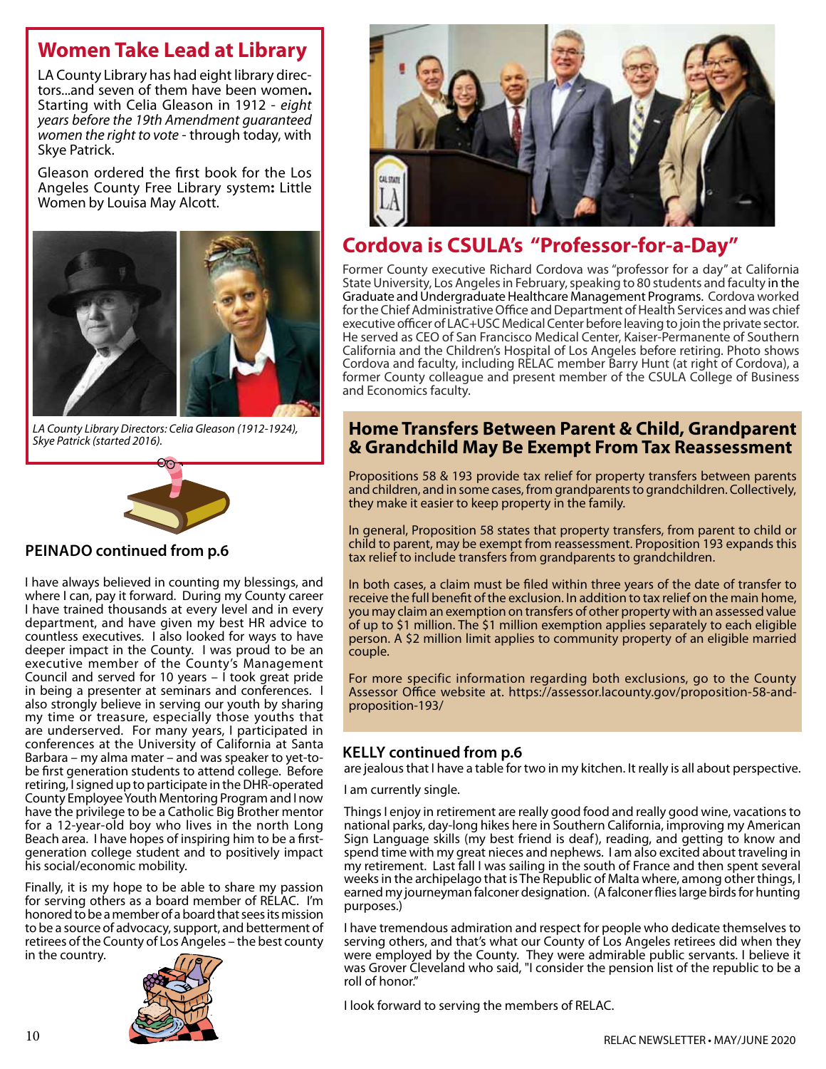## Women Take Lead at Library

LA County Library has had eight library directors...and seven of them have been women. Starting with Celia Gleason in 1912 - *eight years before the 19th Amendment guaranteed women the right to vote* - through today, with Skye Patrick.

Gleason ordered the first book for the Los Angeles County Free Library system: Little Women by Louisa May Alcott.

*LA County Library Directors: Celia Gleason (1912-1924), Skye Patrick (started 2016).*

### PEINADO continued from p.6

I have always believed in counting my blessings, and where I can, pay it forward. During my County career I have trained thousands at every level and in every department, and have given my best HR advice to countless executives. I also looked for ways to have deeper impact in the County. I was proud to be an executive member of the County's Management Council and served for 10 years – I took great pride in being a presenter at seminars and conferences. I also strongly believe in serving our youth by sharing my time or treasure, especially those youths that are underserved. For many years, I participated in conferences at the University of California at Santa Barbara – my alma mater – and was speaker to yet-to-be first generation students to attend college. Before retiring, I signed up to participate in the DHR-operated County Employee Youth Mentoring Program and I now have the privilege to be a Catholic Big Brother mentor for a 12-year-old boy who lives in the north Long Beach area. I have hopes of inspiring him to be a first-generation college student and to positively impact his social/economic mobility.

Finally, it is my hope to be able to share my passion for serving others as a board member of RELAC. I'm honored to be a member of a board that sees its mission to be a source of advocacy, support, and betterment of retirees of the County of Los Angeles – the best county in the country.

## Cordova is CSULA's "Professor-for-a-Day"

Former County executive Richard Cordova was "professor for a day" at California State University, Los Angeles in February, speaking to 80 students and faculty in the Graduate and Undergraduate Healthcare Management Programs. Cordova worked for the Chief Administrative Office and Department of Health Services and was chief executive officer of LAC+USC Medical Center before leaving to join the private sector. He served as CEO of San Francisco Medical Center, Kaiser-Permanente of Southern California and the Children's Hospital of Los Angeles before retiring. Photo shows Cordova and faculty, including RELAC member Barry Hunt (at right of Cordova), a former County colleague and present member of the CSULA College of Business and Economics faculty.

## Home Transfers Between Parent & Child, Grandparent & Grandchild May Be Exempt From Tax Reassessment

Propositions 58 & 193 provide tax relief for property transfers between parents and children, and in some cases, from grandparents to grandchildren. Collectively, they make it easier to keep property in the family.

In general, Proposition 58 states that property transfers, from parent to child or child to parent, may be exempt from reassessment. Proposition 193 expands this tax relief to include transfers from grandparents to grandchildren.

In both cases, a claim must be filed within three years of the date of transfer to receive the full benefit of the exclusion. In addition to tax relief on the main home, you may claim an exemption on transfers of other property with an assessed value of up to $1 million. The $1 million exemption applies separately to each eligible person. A $2 million limit applies to community property of an eligible married couple.

For more specific information regarding both exclusions, go to the County Assessor Office website at. https://assessor.lacounty.gov/proposition-58-and-proposition-193/

### KELLY continued from p.6

are jealous that I have a table for two in my kitchen. It really is all about perspective.

I am currently single.

Things I enjoy in retirement are really good food and really good wine, vacations to national parks, day-long hikes here in Southern California, improving my American Sign Language skills (my best friend is deaf), reading, and getting to know and spend time with my great nieces and nephews. I am also excited about traveling in my retirement. Last fall I was sailing in the south of France and then spent several weeks in the archipelago that is The Republic of Malta where, among other things, I earned my journeyman falconer designation. (A falconer flies large birds for hunting purposes.)

I have tremendous admiration and respect for people who dedicate themselves to serving others, and that's what our County of Los Angeles retirees did when they were employed by the County. They were admirable public servants. I believe it was Grover Cleveland who said, "I consider the pension list of the republic to be a roll of honor."

I look forward to serving the members of RELAC.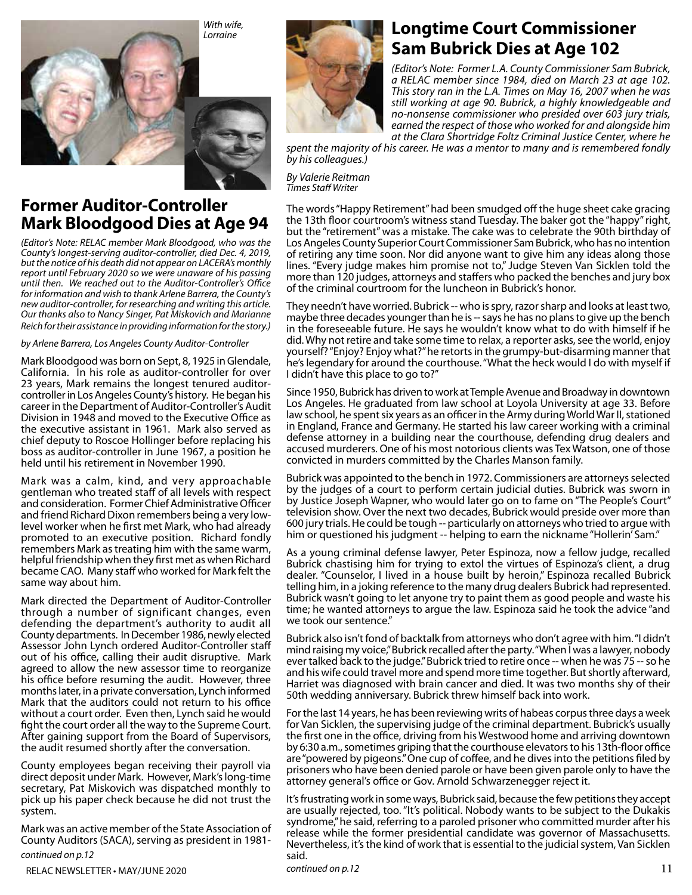*With wife, Lorraine*

## Former Auditor-Controller Mark Bloodgood Dies at Age 94

*(Editor's Note: RELAC member Mark Bloodgood, who was the County's longest-serving auditor-controller, died Dec. 4, 2019, but the notice of his death did not appear on LACERA's monthly report until February 2020 so we were unaware of his passing until then. We reached out to the Auditor-Controller's Office for information and wish to thank Arlene Barrera, the County's new auditor-controller, for researching and writing this article. Our thanks also to Nancy Singer, Pat Miskovich and Marianne Reich for their assistance in providing information for the story.)*

*by Arlene Barrera, Los Angeles County Auditor-Controller*

Mark Bloodgood was born on Sept, 8, 1925 in Glendale, California. In his role as auditor-controller for over 23 years, Mark remains the longest tenured auditor-controller in Los Angeles County's history. He began his career in the Department of Auditor-Controller's Audit Division in 1948 and moved to the Executive Office as the executive assistant in 1961. Mark also served as chief deputy to Roscoe Hollinger before replacing his boss as auditor-controller in June 1967, a position he held until his retirement in November 1990.

Mark was a calm, kind, and very approachable gentleman who treated staff of all levels with respect and consideration. Former Chief Administrative Officer and friend Richard Dixon remembers being a very low-level worker when he first met Mark, who had already promoted to an executive position. Richard fondly remembers Mark as treating him with the same warm, helpful friendship when they first met as when Richard became CAO. Many staff who worked for Mark felt the same way about him.

Mark directed the Department of Auditor-Controller through a number of significant changes, even defending the department's authority to audit all County departments. In December 1986, newly elected Assessor John Lynch ordered Auditor-Controller staff out of his office, calling their audit disruptive. Mark agreed to allow the new assessor time to reorganize his office before resuming the audit. However, three months later, in a private conversation, Lynch informed Mark that the auditors could not return to his office without a court order. Even then, Lynch said he would fight the court order all the way to the Supreme Court. After gaining support from the Board of Supervisors, the audit resumed shortly after the conversation.

County employees began receiving their payroll via direct deposit under Mark. However, Mark's long-time secretary, Pat Miskovich was dispatched monthly to pick up his paper check because he did not trust the system.

Mark was an active member of the State Association of County Auditors (SACA), serving as president in 1981-

*continued on p.12*

## Longtime Court Commissioner Sam Bubrick Dies at Age 102

*(Editor's Note: Former L.A. County Commissioner Sam Bubrick, a RELAC member since 1984, died on March 23 at age 102. This story ran in the L.A. Times on May 16, 2007 when he was still working at age 90. Bubrick, a highly knowledgeable and no-nonsense commissioner who presided over 603 jury trials, earned the respect of those who worked for and alongside him at the Clara Shortridge Foltz Criminal Justice Center, where he spent the majority of his career. He was a mentor to many and is remembered fondly by his colleagues.)*

*By Valerie Reitman*
*Times Staff Writer*

The words "Happy Retirement" had been smudged off the huge sheet cake gracing the 13th floor courtroom's witness stand Tuesday. The baker got the "happy" right, but the "retirement" was a mistake. The cake was to celebrate the 90th birthday of Los Angeles County Superior Court Commissioner Sam Bubrick, who has no intention of retiring any time soon. Nor did anyone want to give him any ideas along those lines. "Every judge makes him promise not to," Judge Steven Van Sicklen told the more than 120 judges, attorneys and staffers who packed the benches and jury box of the criminal courtroom for the luncheon in Bubrick's honor.

They needn't have worried. Bubrick -- who is spry, razor sharp and looks at least two, maybe three decades younger than he is -- says he has no plans to give up the bench in the foreseeable future. He says he wouldn't know what to do with himself if he did. Why not retire and take some time to relax, a reporter asks, see the world, enjoy yourself? "Enjoy? Enjoy what?" he retorts in the grumpy-but-disarming manner that he's legendary for around the courthouse. "What the heck would I do with myself if I didn't have this place to go to?"

Since 1950, Bubrick has driven to work at Temple Avenue and Broadway in downtown Los Angeles. He graduated from law school at Loyola University at age 33. Before law school, he spent six years as an officer in the Army during World War II, stationed in England, France and Germany. He started his law career working with a criminal defense attorney in a building near the courthouse, defending drug dealers and accused murderers. One of his most notorious clients was Tex Watson, one of those convicted in murders committed by the Charles Manson family.

Bubrick was appointed to the bench in 1972. Commissioners are attorneys selected by the judges of a court to perform certain judicial duties. Bubrick was sworn in by Justice Joseph Wapner, who would later go on to fame on "The People's Court" television show. Over the next two decades, Bubrick would preside over more than 600 jury trials. He could be tough -- particularly on attorneys who tried to argue with him or questioned his judgment -- helping to earn the nickname "Hollerin' Sam."

As a young criminal defense lawyer, Peter Espinoza, now a fellow judge, recalled Bubrick chastising him for trying to extol the virtues of Espinoza's client, a drug dealer. "Counselor, I lived in a house built by heroin," Espinoza recalled Bubrick telling him, in a joking reference to the many drug dealers Bubrick had represented. Bubrick wasn't going to let anyone try to paint them as good people and waste his time; he wanted attorneys to argue the law. Espinoza said he took the advice "and we took our sentence."

Bubrick also isn't fond of backtalk from attorneys who don't agree with him. "I didn't mind raising my voice," Bubrick recalled after the party. "When I was a lawyer, nobody ever talked back to the judge." Bubrick tried to retire once -- when he was 75 -- so he and his wife could travel more and spend more time together. But shortly afterward, Harriet was diagnosed with brain cancer and died. It was two months shy of their 50th wedding anniversary. Bubrick threw himself back into work.

For the last 14 years, he has been reviewing writs of habeas corpus three days a week for Van Sicklen, the supervising judge of the criminal department. Bubrick's usually the first one in the office, driving from his Westwood home and arriving downtown by 6:30 a.m., sometimes griping that the courthouse elevators to his 13th-floor office are "powered by pigeons." One cup of coffee, and he dives into the petitions filed by prisoners who have been denied parole or have been given parole only to have the attorney general's office or Gov. Arnold Schwarzenegger reject it.

It's frustrating work in some ways, Bubrick said, because the few petitions they accept are usually rejected, too. "It's political. Nobody wants to be subject to the Dukakis syndrome," he said, referring to a paroled prisoner who committed murder after his release while the former presidential candidate was governor of Massachusetts. Nevertheless, it's the kind of work that is essential to the judicial system, Van Sicklen said.

*continued on p.12*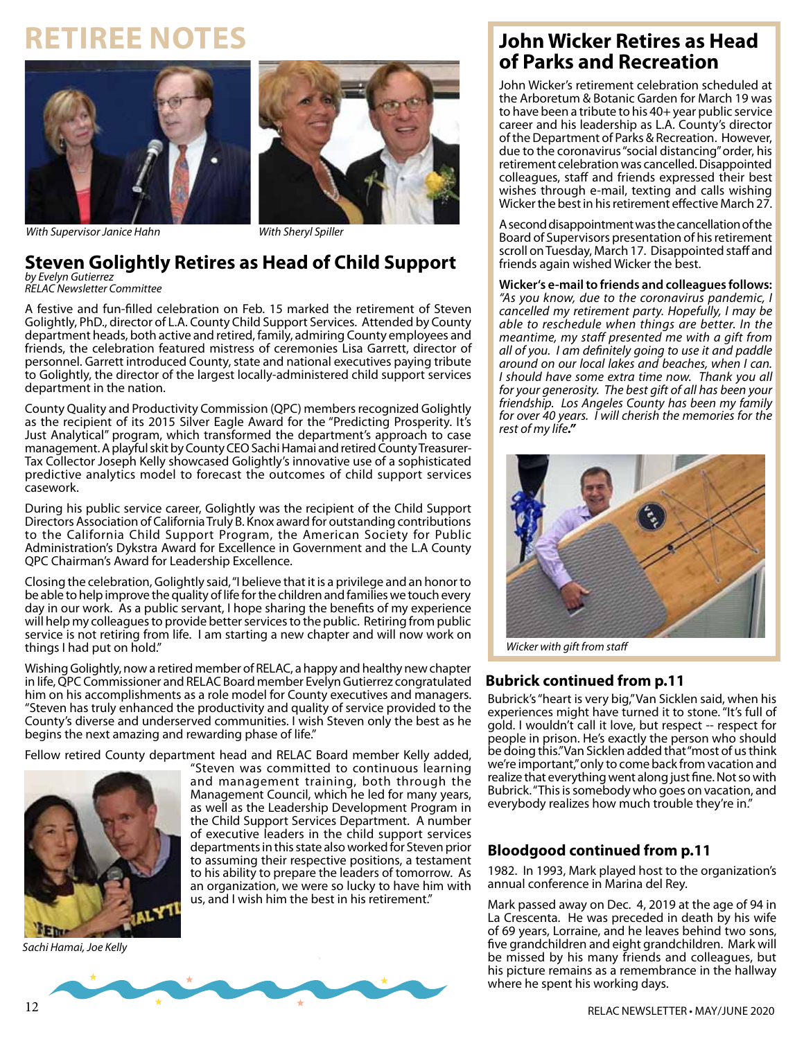# RETIREE NOTES

With Supervisor Janice Hahn

With Sheryl Spiller

## Steven Golightly Retires as Head of Child Support

*by Evelyn Gutierrez*
*RELAC Newsletter Committee*

A festive and fun-filled celebration on Feb. 15 marked the retirement of Steven Golightly, PhD., director of L.A. County Child Support Services. Attended by County department heads, both active and retired, family, admiring County employees and friends, the celebration featured mistress of ceremonies Lisa Garrett, director of personnel. Garrett introduced County, state and national executives paying tribute to Golightly, the director of the largest locally-administered child support services department in the nation.

County Quality and Productivity Commission (QPC) members recognized Golightly as the recipient of its 2015 Silver Eagle Award for the "Predicting Prosperity. It's Just Analytical" program, which transformed the department's approach to case management. A playful skit by County CEO Sachi Hamai and retired County Treasurer-Tax Collector Joseph Kelly showcased Golightly's innovative use of a sophisticated predictive analytics model to forecast the outcomes of child support services casework.

During his public service career, Golightly was the recipient of the Child Support Directors Association of California Truly B. Knox award for outstanding contributions to the California Child Support Program, the American Society for Public Administration's Dykstra Award for Excellence in Government and the L.A County QPC Chairman's Award for Leadership Excellence.

Closing the celebration, Golightly said, "I believe that it is a privilege and an honor to be able to help improve the quality of life for the children and families we touch every day in our work. As a public servant, I hope sharing the benefits of my experience will help my colleagues to provide better services to the public. Retiring from public service is not retiring from life. I am starting a new chapter and will now work on things I had put on hold."

Wishing Golightly, now a retired member of RELAC, a happy and healthy new chapter in life, QPC Commissioner and RELAC Board member Evelyn Gutierrez congratulated him on his accomplishments as a role model for County executives and managers. "Steven has truly enhanced the productivity and quality of service provided to the County's diverse and underserved communities. I wish Steven only the best as he begins the next amazing and rewarding phase of life."

Fellow retired County department head and RELAC Board member Kelly added, "Steven was committed to continuous learning and management training, both through the Management Council, which he led for many years, as well as the Leadership Development Program in the Child Support Services Department. A number of executive leaders in the child support services departments in this state also worked for Steven prior to assuming their respective positions, a testament to his ability to prepare the leaders of tomorrow. As an organization, we were so lucky to have him with us, and I wish him the best in his retirement."

Sachi Hamai, Joe Kelly

## John Wicker Retires as Head of Parks and Recreation

John Wicker's retirement celebration scheduled at the Arboretum & Botanic Garden for March 19 was to have been a tribute to his 40+ year public service career and his leadership as L.A. County's director of the Department of Parks & Recreation. However, due to the coronavirus "social distancing" order, his retirement celebration was cancelled. Disappointed colleagues, staff and friends expressed their best wishes through e-mail, texting and calls wishing Wicker the best in his retirement effective March 27.

A second disappointment was the cancellation of the Board of Supervisors presentation of his retirement scroll on Tuesday, March 17. Disappointed staff and friends again wished Wicker the best.

**Wicker's e-mail to friends and colleagues follows:** *"As you know, due to the coronavirus pandemic, I cancelled my retirement party. Hopefully, I may be able to reschedule when things are better. In the meantime, my staff presented me with a gift from all of you. I am definitely going to use it and paddle around on our local lakes and beaches, when I can. I should have some extra time now. Thank you all for your generosity. The best gift of all has been your friendship. Los Angeles County has been my family for over 40 years. I will cherish the memories for the rest of my life."*

Wicker with gift from staff

### Bubrick continued from p.11

Bubrick's "heart is very big," Van Sicklen said, when his experiences might have turned it to stone. "It's full of gold. I wouldn't call it love, but respect -- respect for people in prison. He's exactly the person who should be doing this." Van Sicklen added that "most of us think we're important," only to come back from vacation and realize that everything went along just fine. Not so with Bubrick. "This is somebody who goes on vacation, and everybody realizes how much trouble they're in."

### Bloodgood continued from p.11

1982. In 1993, Mark played host to the organization's annual conference in Marina del Rey.

Mark passed away on Dec. 4, 2019 at the age of 94 in La Crescenta. He was preceded in death by his wife of 69 years, Lorraine, and he leaves behind two sons, five grandchildren and eight grandchildren. Mark will be missed by his many friends and colleagues, but his picture remains as a remembrance in the hallway where he spent his working days.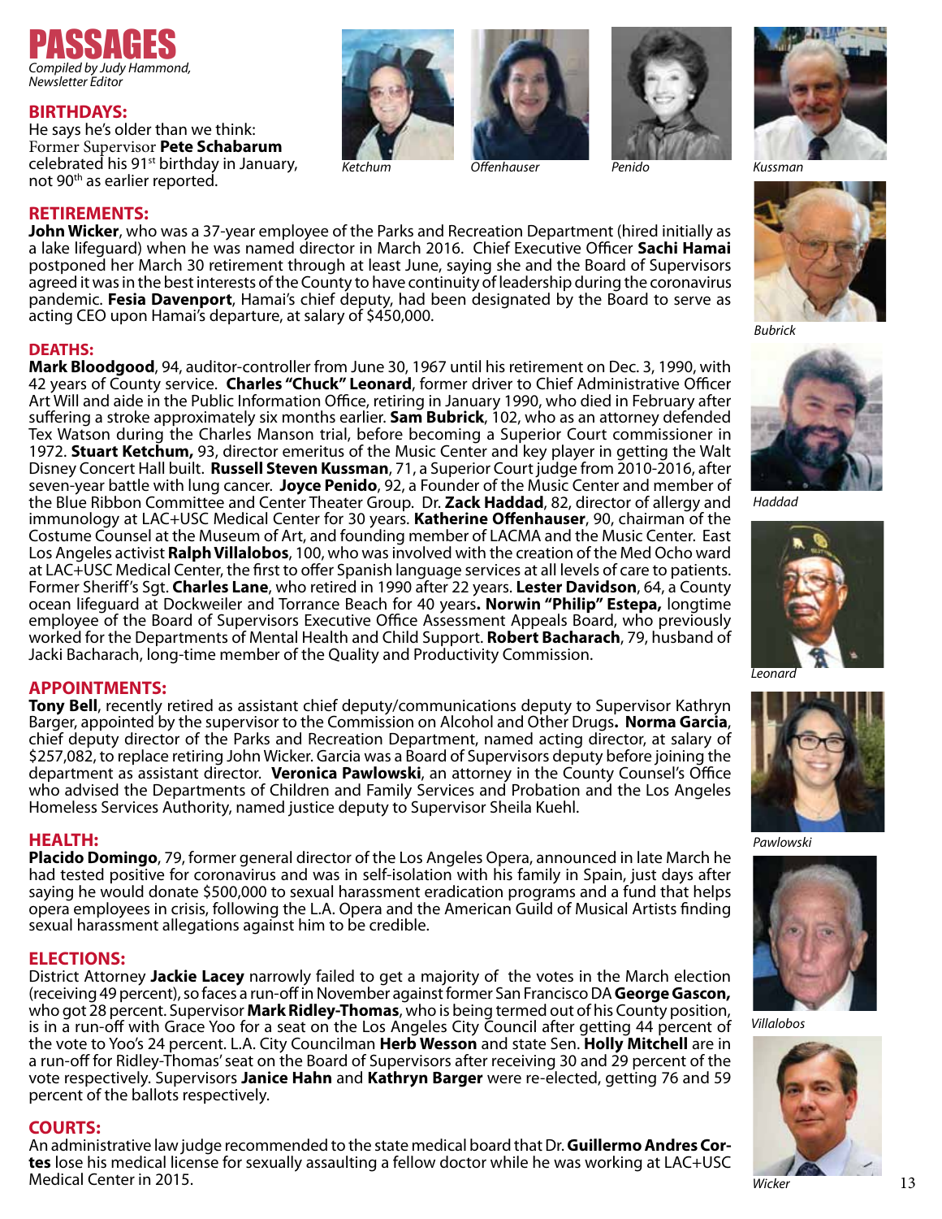# PASSAGES

*Compiled by Judy Hammond, Newsletter Editor*

## BIRTHDAYS:

He says he's older than we think: Former Supervisor **Pete Schabarum** celebrated his 91st birthday in January, not 90th as earlier reported.

## RETIREMENTS:

**John Wicker**, who was a 37-year employee of the Parks and Recreation Department (hired initially as a lake lifeguard) when he was named director in March 2016. Chief Executive Officer **Sachi Hamai** postponed her March 30 retirement through at least June, saying she and the Board of Supervisors agreed it was in the best interests of the County to have continuity of leadership during the coronavirus pandemic. **Fesia Davenport**, Hamai's chief deputy, had been designated by the Board to serve as acting CEO upon Hamai's departure, at salary of $450,000.

## DEATHS:

**Mark Bloodgood**, 94, auditor-controller from June 30, 1967 until his retirement on Dec. 3, 1990, with 42 years of County service. **Charles "Chuck" Leonard**, former driver to Chief Administrative Officer Art Will and aide in the Public Information Office, retiring in January 1990, who died in February after suffering a stroke approximately six months earlier. **Sam Bubrick**, 102, who as an attorney defended Tex Watson during the Charles Manson trial, before becoming a Superior Court commissioner in 1972. **Stuart Ketchum,** 93, director emeritus of the Music Center and key player in getting the Walt Disney Concert Hall built. **Russell Steven Kussman**, 71, a Superior Court judge from 2010-2016, after seven-year battle with lung cancer. **Joyce Penido**, 92, a Founder of the Music Center and member of the Blue Ribbon Committee and Center Theater Group. Dr. **Zack Haddad**, 82, director of allergy and immunology at LAC+USC Medical Center for 30 years. **Katherine Offenhauser**, 90, chairman of the Costume Counsel at the Museum of Art, and founding member of LACMA and the Music Center. East Los Angeles activist **Ralph Villalobos**, 100, who was involved with the creation of the Med Ocho ward at LAC+USC Medical Center, the first to offer Spanish language services at all levels of care to patients. Former Sheriff's Sgt. **Charles Lane**, who retired in 1990 after 22 years. **Lester Davidson**, 64, a County ocean lifeguard at Dockweiler and Torrance Beach for 40 years**. Norwin "Philip" Estepa,** longtime employee of the Board of Supervisors Executive Office Assessment Appeals Board, who previously worked for the Departments of Mental Health and Child Support. **Robert Bacharach**, 79, husband of Jacki Bacharach, long-time member of the Quality and Productivity Commission.

## APPOINTMENTS:

**Tony Bell**, recently retired as assistant chief deputy/communications deputy to Supervisor Kathryn Barger, appointed by the supervisor to the Commission on Alcohol and Other Drugs**. Norma Garcia**, chief deputy director of the Parks and Recreation Department, named acting director, at salary of $257,082, to replace retiring John Wicker. Garcia was a Board of Supervisors deputy before joining the department as assistant director. **Veronica Pawlowski**, an attorney in the County Counsel's Office who advised the Departments of Children and Family Services and Probation and the Los Angeles Homeless Services Authority, named justice deputy to Supervisor Sheila Kuehl.

## HEALTH:

**Placido Domingo**, 79, former general director of the Los Angeles Opera, announced in late March he had tested positive for coronavirus and was in self-isolation with his family in Spain, just days after saying he would donate $500,000 to sexual harassment eradication programs and a fund that helps opera employees in crisis, following the L.A. Opera and the American Guild of Musical Artists finding sexual harassment allegations against him to be credible.

## ELECTIONS:

District Attorney **Jackie Lacey** narrowly failed to get a majority of the votes in the March election (receiving 49 percent), so faces a run-off in November against former San Francisco DA **George Gascon,** who got 28 percent. Supervisor **Mark Ridley-Thomas**, who is being termed out of his County position, is in a run-off with Grace Yoo for a seat on the Los Angeles City Council after getting 44 percent of the vote to Yoo's 24 percent. L.A. City Councilman **Herb Wesson** and state Sen. **Holly Mitchell** are in a run-off for Ridley-Thomas' seat on the Board of Supervisors after receiving 30 and 29 percent of the vote respectively. Supervisors **Janice Hahn** and **Kathryn Barger** were re-elected, getting 76 and 59 percent of the ballots respectively.

## COURTS:

An administrative law judge recommended to the state medical board that Dr. **Guillermo Andres Cortes** lose his medical license for sexually assaulting a fellow doctor while he was working at LAC+USC Medical Center in 2015.

*Ketchum* *Offenhauser* *Penido* *Kussman* *Bubrick* *Haddad* *Leonard* *Pawlowski* *Villalobos* *Wicker*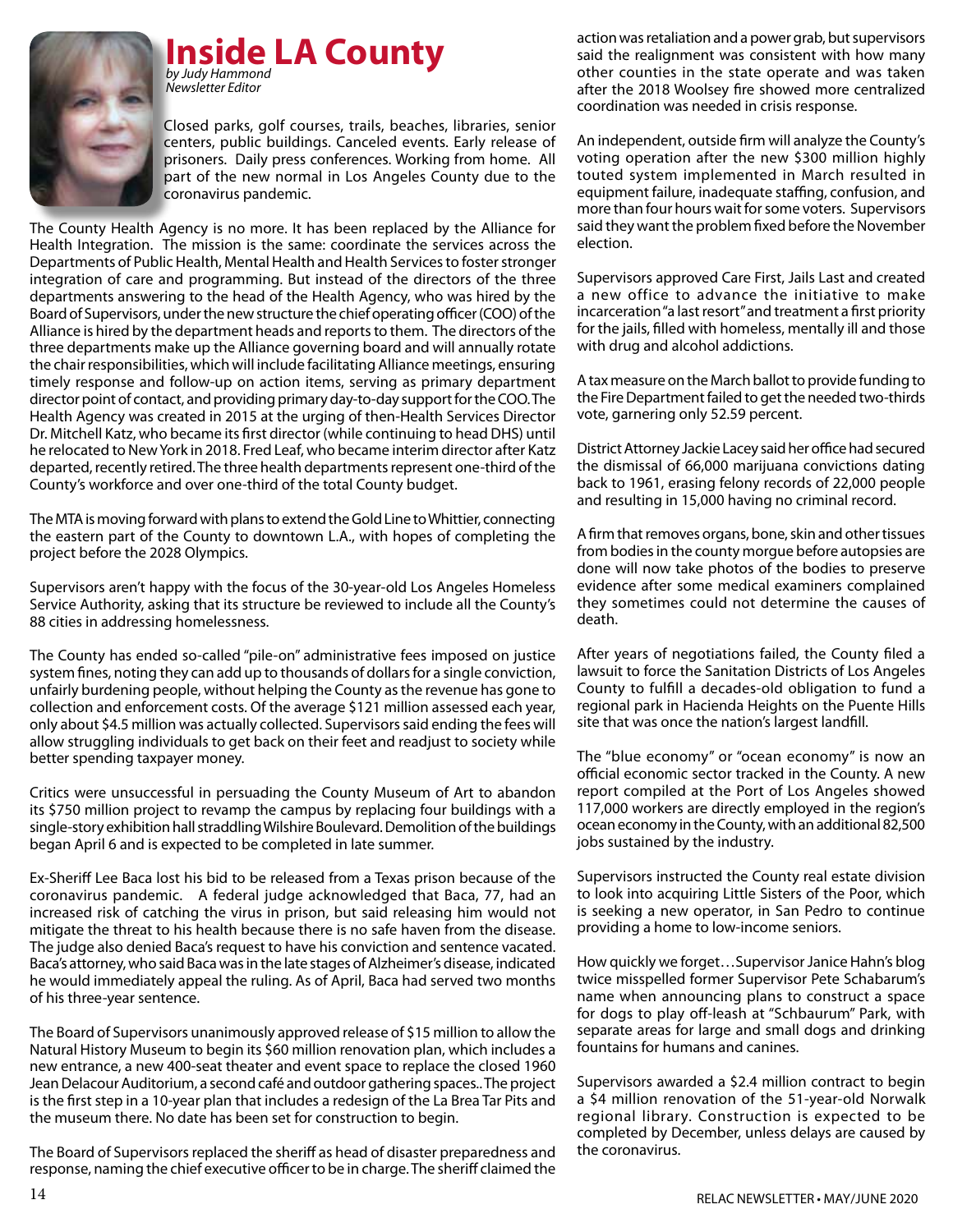# Inside LA County

*by Judy Hammond*
*Newsletter Editor*

Closed parks, golf courses, trails, beaches, libraries, senior centers, public buildings. Canceled events. Early release of prisoners. Daily press conferences. Working from home. All part of the new normal in Los Angeles County due to the coronavirus pandemic.

The County Health Agency is no more. It has been replaced by the Alliance for Health Integration. The mission is the same: coordinate the services across the Departments of Public Health, Mental Health and Health Services to foster stronger integration of care and programming. But instead of the directors of the three departments answering to the head of the Health Agency, who was hired by the Board of Supervisors, under the new structure the chief operating officer (COO) of the Alliance is hired by the department heads and reports to them. The directors of the three departments make up the Alliance governing board and will annually rotate the chair responsibilities, which will include facilitating Alliance meetings, ensuring timely response and follow-up on action items, serving as primary department director point of contact, and providing primary day-to-day support for the COO. The Health Agency was created in 2015 at the urging of then-Health Services Director Dr. Mitchell Katz, who became its first director (while continuing to head DHS) until he relocated to New York in 2018. Fred Leaf, who became interim director after Katz departed, recently retired. The three health departments represent one-third of the County's workforce and over one-third of the total County budget.

The MTA is moving forward with plans to extend the Gold Line to Whittier, connecting the eastern part of the County to downtown L.A., with hopes of completing the project before the 2028 Olympics.

Supervisors aren't happy with the focus of the 30-year-old Los Angeles Homeless Service Authority, asking that its structure be reviewed to include all the County's 88 cities in addressing homelessness.

The County has ended so-called "pile-on" administrative fees imposed on justice system fines, noting they can add up to thousands of dollars for a single conviction, unfairly burdening people, without helping the County as the revenue has gone to collection and enforcement costs. Of the average $121 million assessed each year, only about $4.5 million was actually collected. Supervisors said ending the fees will allow struggling individuals to get back on their feet and readjust to society while better spending taxpayer money.

Critics were unsuccessful in persuading the County Museum of Art to abandon its $750 million project to revamp the campus by replacing four buildings with a single-story exhibition hall straddling Wilshire Boulevard. Demolition of the buildings began April 6 and is expected to be completed in late summer.

Ex-Sheriff Lee Baca lost his bid to be released from a Texas prison because of the coronavirus pandemic. A federal judge acknowledged that Baca, 77, had an increased risk of catching the virus in prison, but said releasing him would not mitigate the threat to his health because there is no safe haven from the disease. The judge also denied Baca's request to have his conviction and sentence vacated. Baca's attorney, who said Baca was in the late stages of Alzheimer's disease, indicated he would immediately appeal the ruling. As of April, Baca had served two months of his three-year sentence.

The Board of Supervisors unanimously approved release of $15 million to allow the Natural History Museum to begin its $60 million renovation plan, which includes a new entrance, a new 400-seat theater and event space to replace the closed 1960 Jean Delacour Auditorium, a second café and outdoor gathering spaces.. The project is the first step in a 10-year plan that includes a redesign of the La Brea Tar Pits and the museum there. No date has been set for construction to begin.

The Board of Supervisors replaced the sheriff as head of disaster preparedness and response, naming the chief executive officer to be in charge. The sheriff claimed the action was retaliation and a power grab, but supervisors said the realignment was consistent with how many other counties in the state operate and was taken after the 2018 Woolsey fire showed more centralized coordination was needed in crisis response.

An independent, outside firm will analyze the County's voting operation after the new $300 million highly touted system implemented in March resulted in equipment failure, inadequate staffing, confusion, and more than four hours wait for some voters. Supervisors said they want the problem fixed before the November election.

Supervisors approved Care First, Jails Last and created a new office to advance the initiative to make incarceration "a last resort" and treatment a first priority for the jails, filled with homeless, mentally ill and those with drug and alcohol addictions.

A tax measure on the March ballot to provide funding to the Fire Department failed to get the needed two-thirds vote, garnering only 52.59 percent.

District Attorney Jackie Lacey said her office had secured the dismissal of 66,000 marijuana convictions dating back to 1961, erasing felony records of 22,000 people and resulting in 15,000 having no criminal record.

A firm that removes organs, bone, skin and other tissues from bodies in the county morgue before autopsies are done will now take photos of the bodies to preserve evidence after some medical examiners complained they sometimes could not determine the causes of death.

After years of negotiations failed, the County filed a lawsuit to force the Sanitation Districts of Los Angeles County to fulfill a decades-old obligation to fund a regional park in Hacienda Heights on the Puente Hills site that was once the nation's largest landfill.

The "blue economy" or "ocean economy" is now an official economic sector tracked in the County. A new report compiled at the Port of Los Angeles showed 117,000 workers are directly employed in the region's ocean economy in the County, with an additional 82,500 jobs sustained by the industry.

Supervisors instructed the County real estate division to look into acquiring Little Sisters of the Poor, which is seeking a new operator, in San Pedro to continue providing a home to low-income seniors.

How quickly we forget…Supervisor Janice Hahn's blog twice misspelled former Supervisor Pete Schabarum's name when announcing plans to construct a space for dogs to play off-leash at "Schbaurum" Park, with separate areas for large and small dogs and drinking fountains for humans and canines.

Supervisors awarded a $2.4 million contract to begin a $4 million renovation of the 51-year-old Norwalk regional library. Construction is expected to be completed by December, unless delays are caused by the coronavirus.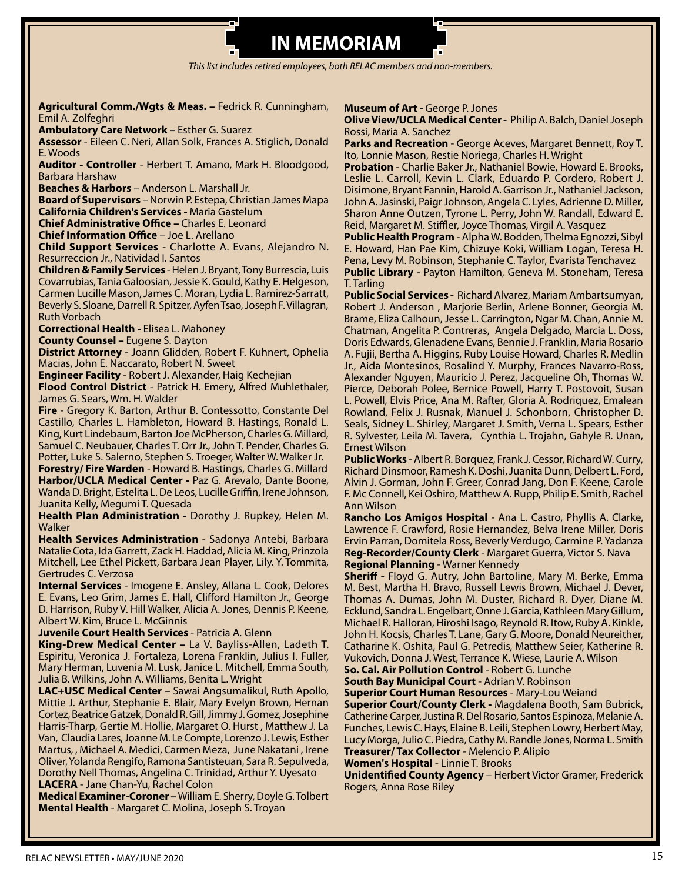# IN MEMORIAM

*This list includes retired employees, both RELAC members and non-members.*

**Agricultural Comm./Wgts & Meas. –** Fedrick R. Cunningham, Emil A. Zolfeghri

**Ambulatory Care Network –** Esther G. Suarez

**Assessor** - Eileen C. Neri, Allan Solk, Frances A. Stiglich, Donald E. Woods

**Auditor - Controller** - Herbert T. Amano, Mark H. Bloodgood, Barbara Harshaw

**Beaches & Harbors** – Anderson L. Marshall Jr.

**Board of Supervisors** – Norwin P. Estepa, Christian James Mapa

**California Children's Services -** Maria Gastelum

**Chief Administrative Office –** Charles E. Leonard

**Chief Information Office** – Joe L. Arellano

**Child Support Services** - Charlotte A. Evans, Alejandro N. Resurreccion Jr., Natividad I. Santos

**Children & Family Services** - Helen J. Bryant, Tony Burrescia, Luis Covarrubias, Tania Galoosian, Jessie K. Gould, Kathy E. Helgeson, Carmen Lucille Mason, James C. Moran, Lydia L. Ramirez-Sarratt, Beverly S. Sloane, Darrell R. Spitzer, Ayfen Tsao, Joseph F. Villagran, Ruth Vorbach

**Correctional Health -** Elisea L. Mahoney

**County Counsel –** Eugene S. Dayton

**District Attorney** - Joann Glidden, Robert F. Kuhnert, Ophelia Macias, John E. Naccarato, Robert N. Sweet

**Engineer Facility** - Robert J. Alexander, Haig Kechejian

**Flood Control District** - Patrick H. Emery, Alfred Muhlethaler, James G. Sears, Wm. H. Walder

**Fire** - Gregory K. Barton, Arthur B. Contessotto, Constante Del Castillo, Charles L. Hambleton, Howard B. Hastings, Ronald L. King, Kurt Lindebaum, Barton Joe McPherson, Charles G. Millard, Samuel C. Neubauer, Charles T. Orr Jr., John T. Pender, Charles G. Potter, Luke S. Salerno, Stephen S. Troeger, Walter W. Walker Jr.

**Forestry/ Fire Warden** - Howard B. Hastings, Charles G. Millard

**Harbor/UCLA Medical Center -** Paz G. Arevalo, Dante Boone, Wanda D. Bright, Estelita L. De Leos, Lucille Griffin, Irene Johnson, Juanita Kelly, Megumi T. Quesada

**Health Plan Administration -** Dorothy J. Rupkey, Helen M. Walker

**Health Services Administration** - Sadonya Antebi, Barbara Natalie Cota, Ida Garrett, Zack H. Haddad, Alicia M. King, Prinzola Mitchell, Lee Ethel Pickett, Barbara Jean Player, Lily. Y. Tommita, Gertrudes C. Verzosa

**Internal Services** - Imogene E. Ansley, Allana L. Cook, Delores E. Evans, Leo Grim, James E. Hall, Clifford Hamilton Jr., George D. Harrison, Ruby V. Hill Walker, Alicia A. Jones, Dennis P. Keene, Albert W. Kim, Bruce L. McGinnis

**Juvenile Court Health Services** - Patricia A. Glenn

**King-Drew Medical Center –** La V. Bayliss-Allen, Ladeth T. Espiritu, Veronica J. Fortaleza, Lorena Franklin, Julius I. Fuller, Mary Herman, Luvenia M. Lusk, Janice L. Mitchell, Emma South, Julia B. Wilkins, John A. Williams, Benita L. Wright

**LAC+USC Medical Center** – Sawai Angsumalikul, Ruth Apollo, Mittie J. Arthur, Stephanie E. Blair, Mary Evelyn Brown, Hernan Cortez, Beatrice Gatzek, Donald R. Gill, Jimmy J. Gomez, Josephine Harris-Tharp, Gertie M. Hollie, Margaret O. Hurst , Matthew J. La Van, Claudia Lares, Joanne M. Le Compte, Lorenzo J. Lewis, Esther Martus, , Michael A. Medici, Carmen Meza, June Nakatani , Irene Oliver, Yolanda Rengifo, Ramona Santisteuan, Sara R. Sepulveda, Dorothy Nell Thomas, Angelina C. Trinidad, Arthur Y. Uyesato

**LACERA** - Jane Chan-Yu, Rachel Colon

**Medical Examiner-Coroner –** William E. Sherry, Doyle G. Tolbert

**Mental Health** - Margaret C. Molina, Joseph S. Troyan

**Museum of Art -** George P. Jones

**Olive View/UCLA Medical Center -** Philip A. Balch, Daniel Joseph Rossi, Maria A. Sanchez

**Parks and Recreation** - George Aceves, Margaret Bennett, Roy T. Ito, Lonnie Mason, Restie Noriega, Charles H. Wright

**Probation** - Charlie Baker Jr., Nathaniel Bowie, Howard E. Brooks, Leslie L. Carroll, Kevin L. Clark, Eduardo P. Cordero, Robert J. Disimone, Bryant Fannin, Harold A. Garrison Jr., Nathaniel Jackson, John A. Jasinski, Paigr Johnson, Angela C. Lyles, Adrienne D. Miller, Sharon Anne Outzen, Tyrone L. Perry, John W. Randall, Edward E. Reid, Margaret M. Stiffler, Joyce Thomas, Virgil A. Vasquez

**Public Health Program** - Alpha W. Bodden, Thelma Egnozzi, Sibyl E. Howard, Han Pae Kim, Chizuye Koki, William Logan, Teresa H. Pena, Levy M. Robinson, Stephanie C. Taylor, Evarista Tenchavez

**Public Library** - Payton Hamilton, Geneva M. Stoneham, Teresa T. Tarling

**Public Social Services -** Richard Alvarez, Mariam Ambartsumyan, Robert J. Anderson , Marjorie Berlin, Arlene Bonner, Georgia M. Brame, Eliza Calhoun, Jesse L. Carrington, Ngar M. Chan, Annie M. Chatman, Angelita P. Contreras, Angela Delgado, Marcia L. Doss, Doris Edwards, Glenadene Evans, Bennie J. Franklin, Maria Rosario A. Fujii, Bertha A. Higgins, Ruby Louise Howard, Charles R. Medlin Jr., Aida Montesinos, Rosalind Y. Murphy, Frances Navarro-Ross, Alexander Nguyen, Mauricio J. Perez, Jacqueline Oh, Thomas W. Pierce, Deborah Polee, Bernice Powell, Harry T. Postovoit, Susan L. Powell, Elvis Price, Ana M. Rafter, Gloria A. Rodriquez, Emalean Rowland, Felix J. Rusnak, Manuel J. Schonborn, Christopher D. Seals, Sidney L. Shirley, Margaret J. Smith, Verna L. Spears, Esther R. Sylvester, Leila M. Tavera, Cynthia L. Trojahn, Gahyle R. Unan, Ernest Wilson

**Public Works** - Albert R. Borquez, Frank J. Cessor, Richard W. Curry, Richard Dinsmoor, Ramesh K. Doshi, Juanita Dunn, Delbert L. Ford, Alvin J. Gorman, John F. Greer, Conrad Jang, Don F. Keene, Carole F. Mc Connell, Kei Oshiro, Matthew A. Rupp, Philip E. Smith, Rachel Ann Wilson

**Rancho Los Amigos Hospital** - Ana L. Castro, Phyllis A. Clarke, Lawrence F. Crawford, Rosie Hernandez, Belva Irene Miller, Doris Ervin Parran, Domitela Ross, Beverly Verdugo, Carmine P. Yadanza

**Reg-Recorder/County Clerk** - Margaret Guerra, Victor S. Nava

**Regional Planning** - Warner Kennedy

**Sheriff -** Floyd G. Autry, John Bartoline, Mary M. Berke, Emma M. Best, Martha H. Bravo, Russell Lewis Brown, Michael J. Dever, Thomas A. Dumas, John M. Duster, Richard R. Dyer, Diane M. Ecklund, Sandra L. Engelbart, Onne J. Garcia, Kathleen Mary Gillum, Michael R. Halloran, Hiroshi Isago, Reynold R. Itow, Ruby A. Kinkle, John H. Kocsis, Charles T. Lane, Gary G. Moore, Donald Neureither, Catharine K. Oshita, Paul G. Petredis, Matthew Seier, Katherine R. Vukovich, Donna J. West, Terrance K. Wiese, Laurie A. Wilson

**So. Cal. Air Pollution Control** - Robert G. Lunche

**South Bay Municipal Court** - Adrian V. Robinson

**Superior Court Human Resources** - Mary-Lou Weiand

**Superior Court/County Clerk -** Magdalena Booth, Sam Bubrick, Catherine Carper, Justina R. Del Rosario, Santos Espinoza, Melanie A. Funches, Lewis C. Hays, Elaine B. Leili, Stephen Lowry, Herbert May, Lucy Morga, Julio C. Piedra, Cathy M. Randle Jones, Norma L. Smith

**Treasurer/ Tax Collector** - Melencio P. Alipio

**Women's Hospital** - Linnie T. Brooks

**Unidentified County Agency** – Herbert Victor Gramer, Frederick Rogers, Anna Rose Riley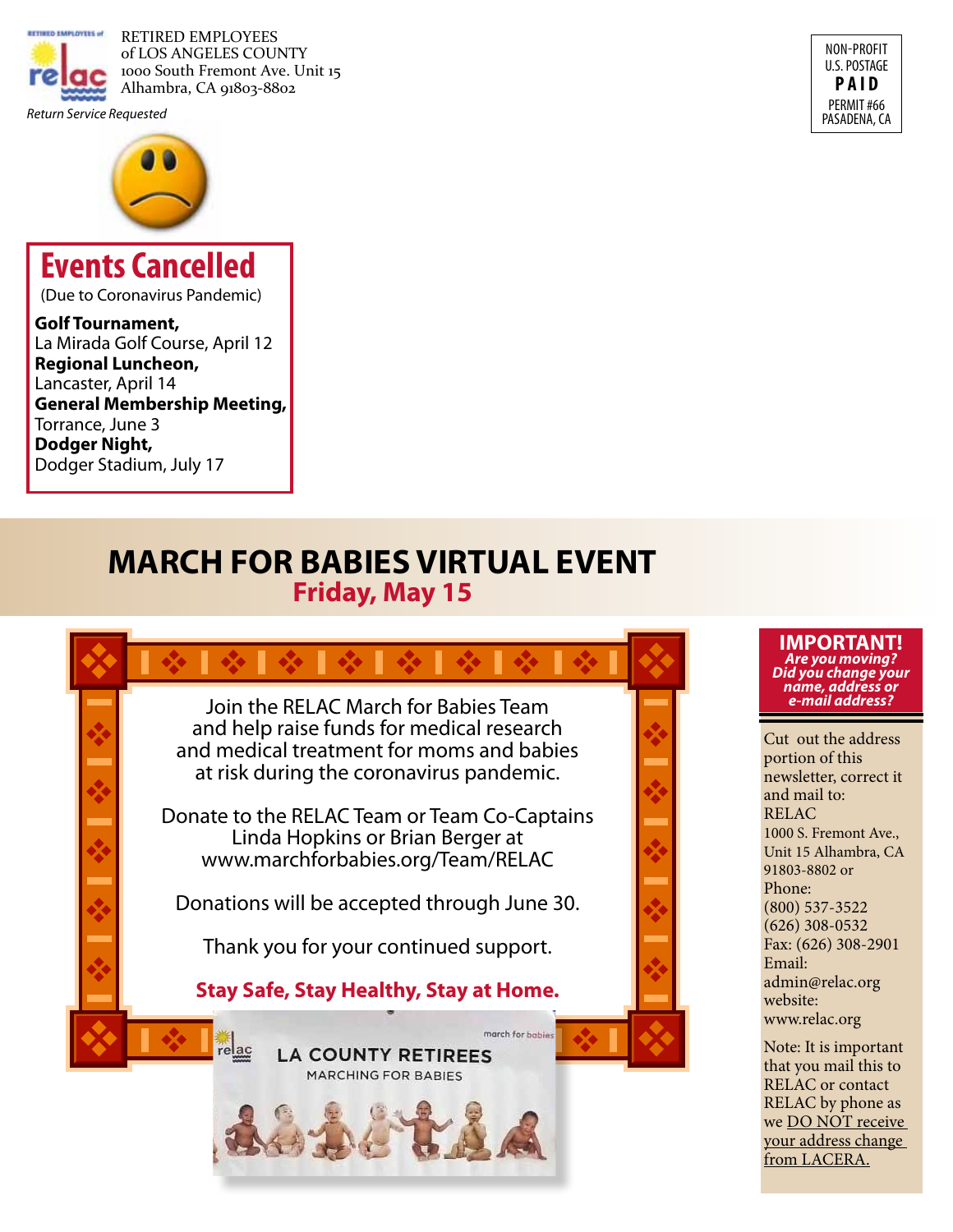RETIRED EMPLOYEES
of LOS ANGELES COUNTY
1000 South Fremont Ave. Unit 15
Alhambra, CA 91803-8802

*Return Service Requested*

NON-PROFIT
U.S. POSTAGE
**PAID**
PERMIT #66
PASADENA, CA

## Events Cancelled

(Due to Coronavirus Pandemic)

**Golf Tournament,**
La Mirada Golf Course, April 12

**Regional Luncheon,**
Lancaster, April 14

**General Membership Meeting,**
Torrance, June 3

**Dodger Night,**
Dodger Stadium, July 17

# MARCH FOR BABIES VIRTUAL EVENT

## Friday, May 15

Join the RELAC March for Babies Team and help raise funds for medical research and medical treatment for moms and babies at risk during the coronavirus pandemic.

Donate to the RELAC Team or Team Co-Captains Linda Hopkins or Brian Berger at www.marchforbabies.org/Team/RELAC

Donations will be accepted through June 30.

Thank you for your continued support.

**Stay Safe, Stay Healthy, Stay at Home.**

### IMPORTANT!

***Are you moving? Did you change your name, address or e-mail address?***

Cut out the address portion of this newsletter, correct it and mail to:
RELAC
1000 S. Fremont Ave., Unit 15 Alhambra, CA 91803-8802 or
Phone:
(800) 537-3522
(626) 308-0532
Fax: (626) 308-2901
Email:
admin@relac.org
website:
www.relac.org

Note: It is important that you mail this to RELAC or contact RELAC by phone as we DO NOT receive your address change from LACERA.